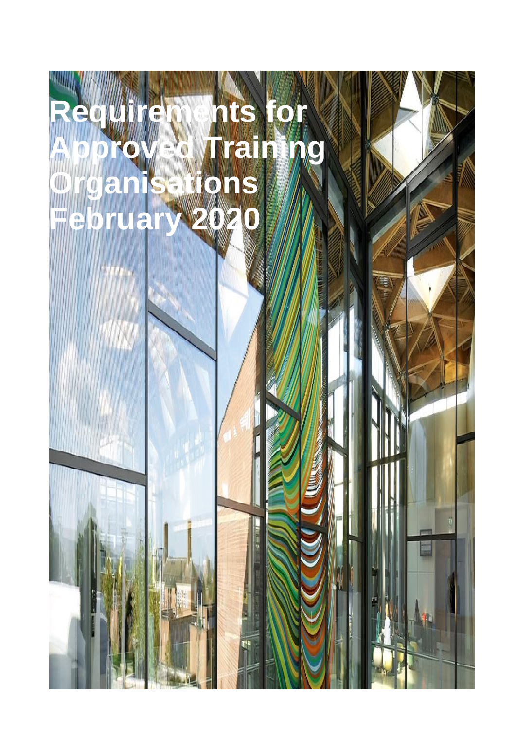# Requirements for Approved Training Organisations February 2020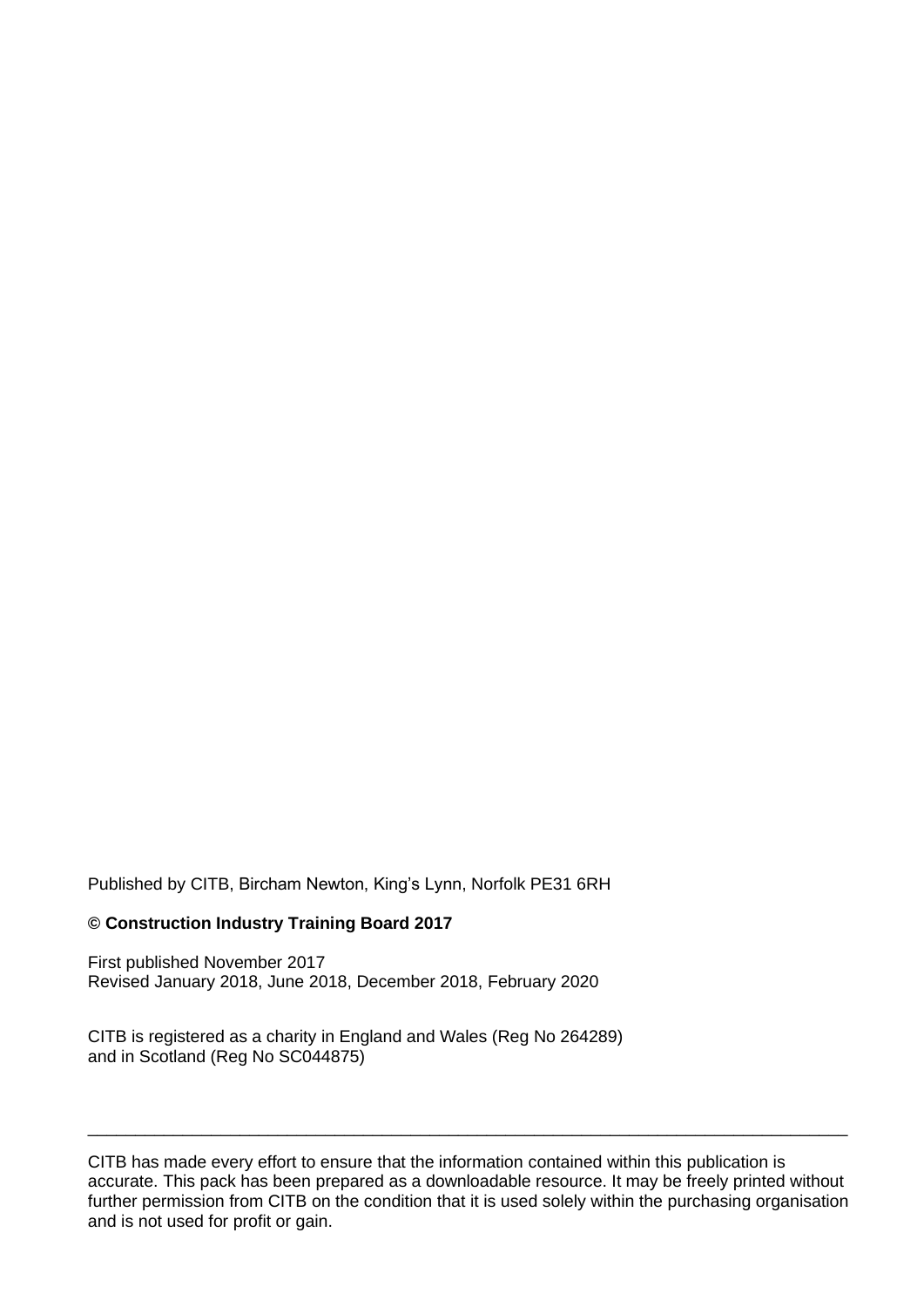Published by CITB, Bircham Newton, King's Lynn, Norfolk PE31 6RH

**© Construction Industry Training Board 2017**

First published November 2017
Revised January 2018, June 2018, December 2018, February 2020

CITB is registered as a charity in England and Wales (Reg No 264289)
and in Scotland (Reg No SC044875)

---

CITB has made every effort to ensure that the information contained within this publication is accurate. This pack has been prepared as a downloadable resource. It may be freely printed without further permission from CITB on the condition that it is used solely within the purchasing organisation and is not used for profit or gain.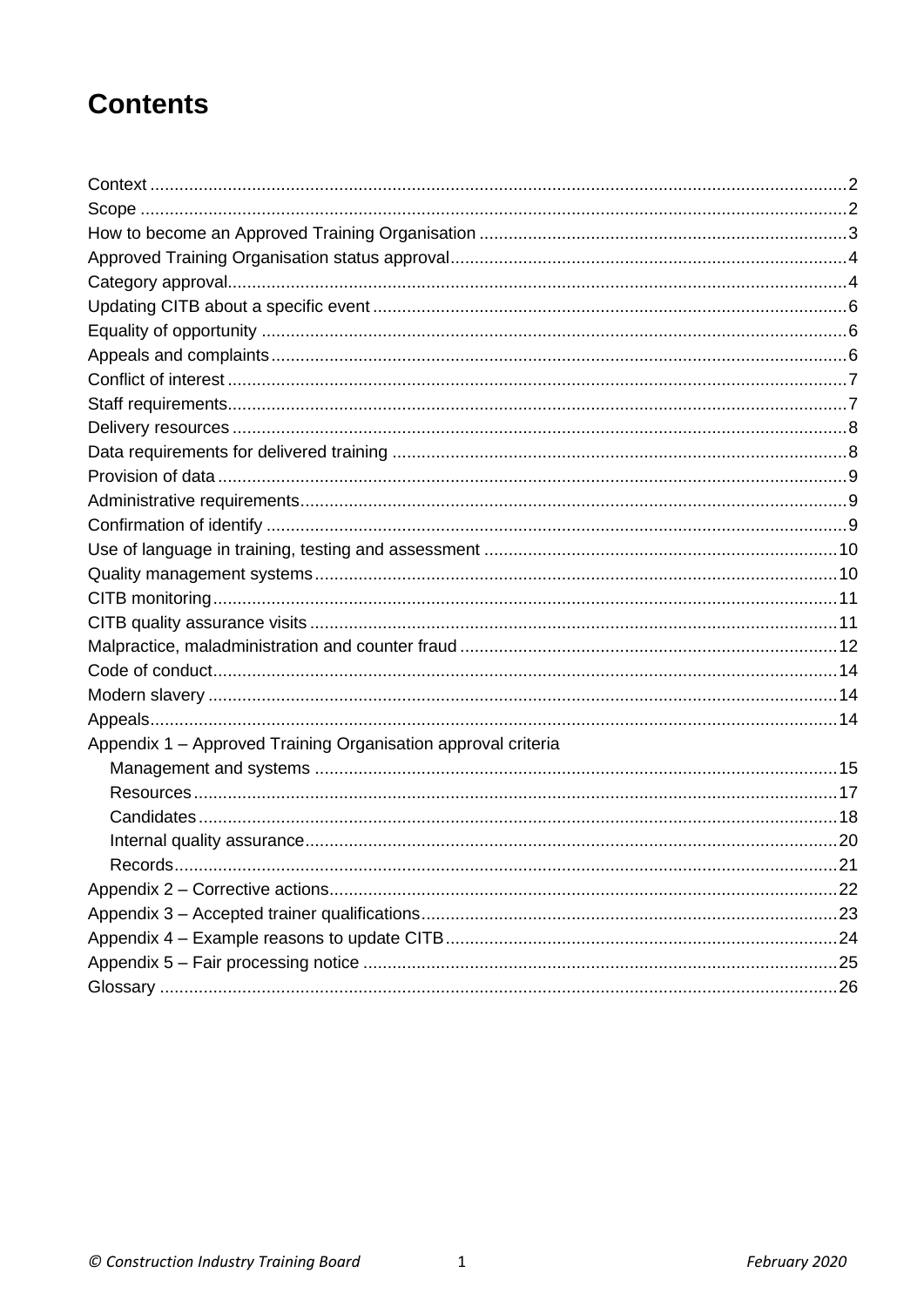# Contents

Context .......... 2
Scope .......... 2
How to become an Approved Training Organisation .......... 3
Approved Training Organisation status approval .......... 4
Category approval .......... 4
Updating CITB about a specific event .......... 6
Equality of opportunity .......... 6
Appeals and complaints .......... 6
Conflict of interest .......... 7
Staff requirements .......... 7
Delivery resources .......... 8
Data requirements for delivered training .......... 8
Provision of data .......... 9
Administrative requirements .......... 9
Confirmation of identify .......... 9
Use of language in training, testing and assessment .......... 10
Quality management systems .......... 10
CITB monitoring .......... 11
CITB quality assurance visits .......... 11
Malpractice, maladministration and counter fraud .......... 12
Code of conduct .......... 14
Modern slavery .......... 14
Appeals .......... 14
Appendix 1 – Approved Training Organisation approval criteria
- Management and systems .......... 15
- Resources .......... 17
- Candidates .......... 18
- Internal quality assurance .......... 20
- Records .......... 21

Appendix 2 – Corrective actions .......... 22
Appendix 3 – Accepted trainer qualifications .......... 23
Appendix 4 – Example reasons to update CITB .......... 24
Appendix 5 – Fair processing notice .......... 25
Glossary .......... 26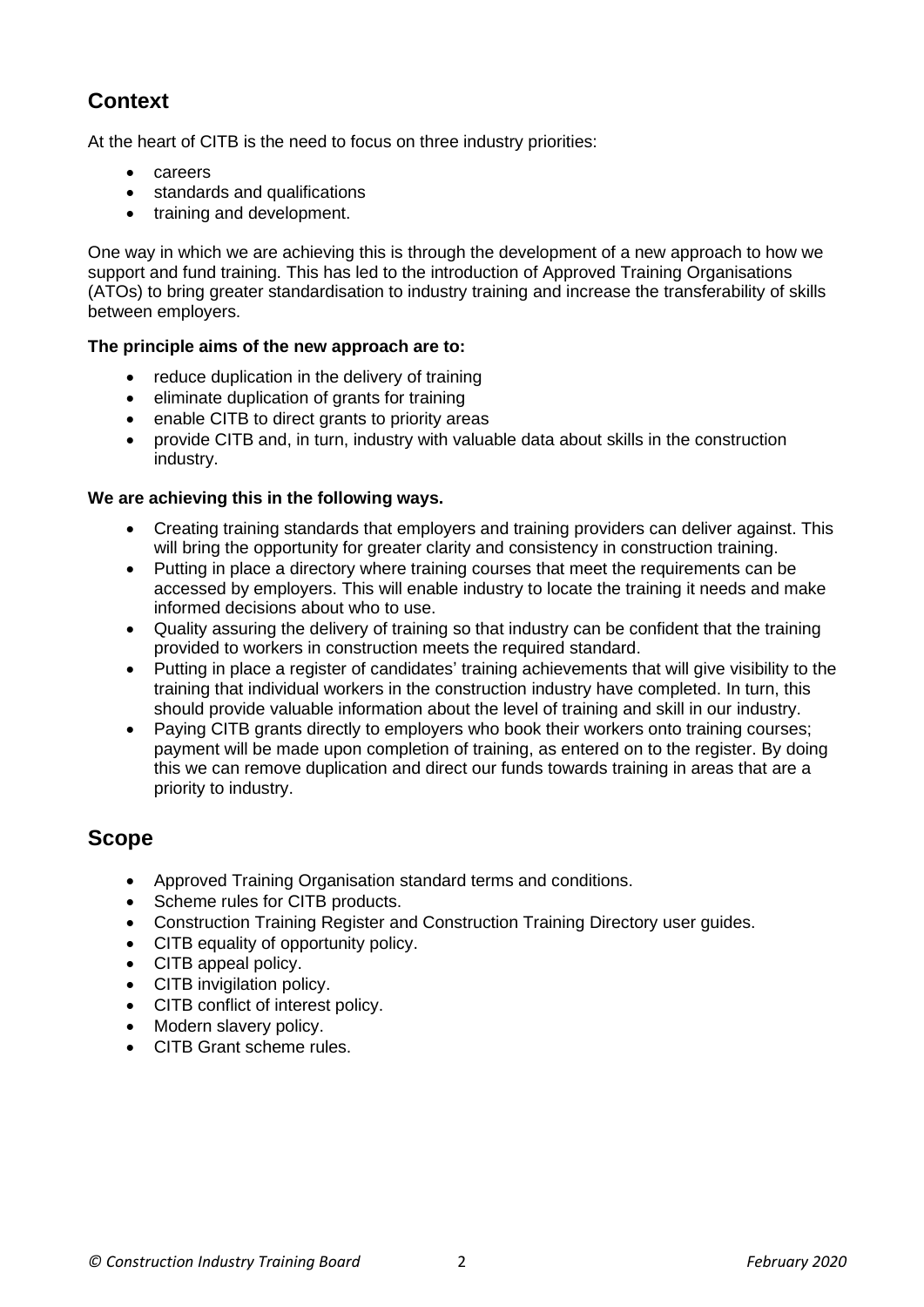## Context

At the heart of CITB is the need to focus on three industry priorities:

- careers
- standards and qualifications
- training and development.

One way in which we are achieving this is through the development of a new approach to how we support and fund training. This has led to the introduction of Approved Training Organisations (ATOs) to bring greater standardisation to industry training and increase the transferability of skills between employers.

**The principle aims of the new approach are to:**

- reduce duplication in the delivery of training
- eliminate duplication of grants for training
- enable CITB to direct grants to priority areas
- provide CITB and, in turn, industry with valuable data about skills in the construction industry.

**We are achieving this in the following ways.**

- Creating training standards that employers and training providers can deliver against. This will bring the opportunity for greater clarity and consistency in construction training.
- Putting in place a directory where training courses that meet the requirements can be accessed by employers. This will enable industry to locate the training it needs and make informed decisions about who to use.
- Quality assuring the delivery of training so that industry can be confident that the training provided to workers in construction meets the required standard.
- Putting in place a register of candidates' training achievements that will give visibility to the training that individual workers in the construction industry have completed. In turn, this should provide valuable information about the level of training and skill in our industry.
- Paying CITB grants directly to employers who book their workers onto training courses; payment will be made upon completion of training, as entered on to the register. By doing this we can remove duplication and direct our funds towards training in areas that are a priority to industry.

## Scope

- Approved Training Organisation standard terms and conditions.
- Scheme rules for CITB products.
- Construction Training Register and Construction Training Directory user guides.
- CITB equality of opportunity policy.
- CITB appeal policy.
- CITB invigilation policy.
- CITB conflict of interest policy.
- Modern slavery policy.
- CITB Grant scheme rules.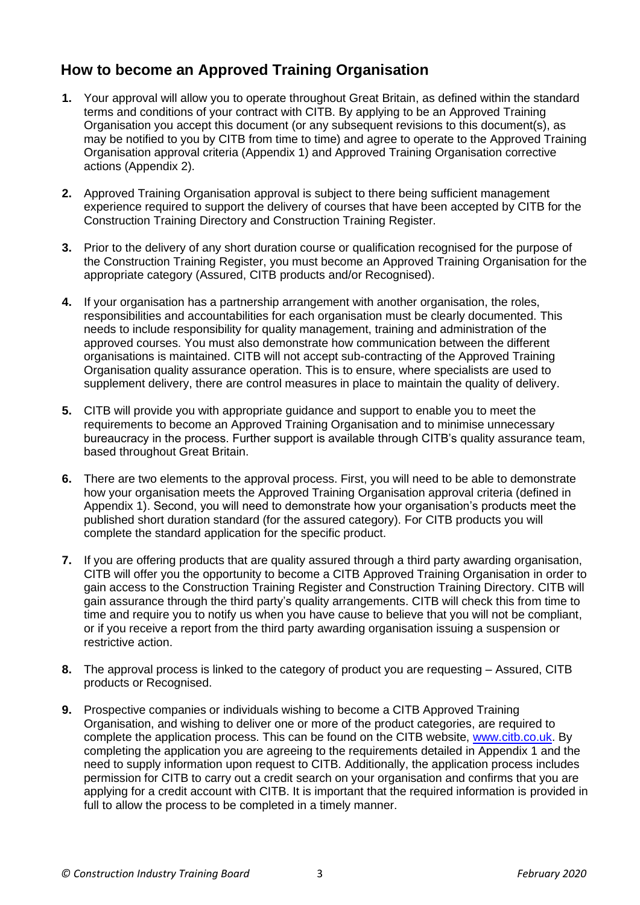## How to become an Approved Training Organisation

1. Your approval will allow you to operate throughout Great Britain, as defined within the standard terms and conditions of your contract with CITB. By applying to be an Approved Training Organisation you accept this document (or any subsequent revisions to this document(s), as may be notified to you by CITB from time to time) and agree to operate to the Approved Training Organisation approval criteria (Appendix 1) and Approved Training Organisation corrective actions (Appendix 2).

2. Approved Training Organisation approval is subject to there being sufficient management experience required to support the delivery of courses that have been accepted by CITB for the Construction Training Directory and Construction Training Register.

3. Prior to the delivery of any short duration course or qualification recognised for the purpose of the Construction Training Register, you must become an Approved Training Organisation for the appropriate category (Assured, CITB products and/or Recognised).

4. If your organisation has a partnership arrangement with another organisation, the roles, responsibilities and accountabilities for each organisation must be clearly documented. This needs to include responsibility for quality management, training and administration of the approved courses. You must also demonstrate how communication between the different organisations is maintained. CITB will not accept sub-contracting of the Approved Training Organisation quality assurance operation. This is to ensure, where specialists are used to supplement delivery, there are control measures in place to maintain the quality of delivery.

5. CITB will provide you with appropriate guidance and support to enable you to meet the requirements to become an Approved Training Organisation and to minimise unnecessary bureaucracy in the process. Further support is available through CITB's quality assurance team, based throughout Great Britain.

6. There are two elements to the approval process. First, you will need to be able to demonstrate how your organisation meets the Approved Training Organisation approval criteria (defined in Appendix 1). Second, you will need to demonstrate how your organisation's products meet the published short duration standard (for the assured category). For CITB products you will complete the standard application for the specific product.

7. If you are offering products that are quality assured through a third party awarding organisation, CITB will offer you the opportunity to become a CITB Approved Training Organisation in order to gain access to the Construction Training Register and Construction Training Directory. CITB will gain assurance through the third party's quality arrangements. CITB will check this from time to time and require you to notify us when you have cause to believe that you will not be compliant, or if you receive a report from the third party awarding organisation issuing a suspension or restrictive action.

8. The approval process is linked to the category of product you are requesting – Assured, CITB products or Recognised.

9. Prospective companies or individuals wishing to become a CITB Approved Training Organisation, and wishing to deliver one or more of the product categories, are required to complete the application process. This can be found on the CITB website, [www.citb.co.uk](http://www.citb.co.uk). By completing the application you are agreeing to the requirements detailed in Appendix 1 and the need to supply information upon request to CITB. Additionally, the application process includes permission for CITB to carry out a credit search on your organisation and confirms that you are applying for a credit account with CITB. It is important that the required information is provided in full to allow the process to be completed in a timely manner.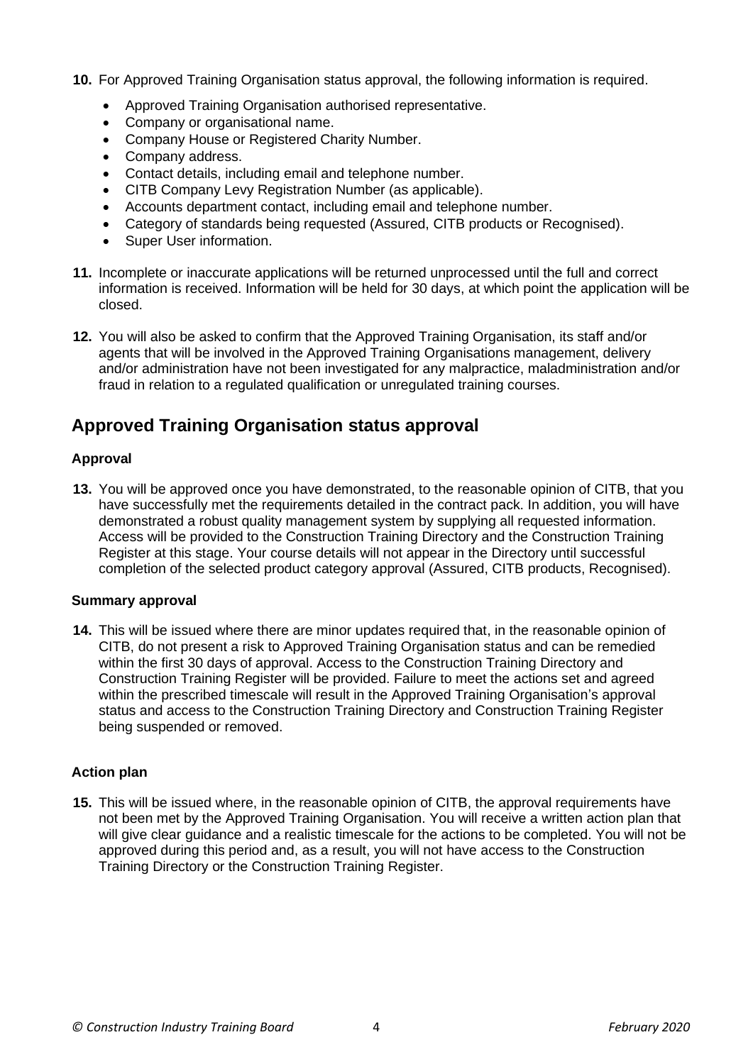**10.** For Approved Training Organisation status approval, the following information is required.

- Approved Training Organisation authorised representative.
- Company or organisational name.
- Company House or Registered Charity Number.
- Company address.
- Contact details, including email and telephone number.
- CITB Company Levy Registration Number (as applicable).
- Accounts department contact, including email and telephone number.
- Category of standards being requested (Assured, CITB products or Recognised).
- Super User information.

**11.** Incomplete or inaccurate applications will be returned unprocessed until the full and correct information is received. Information will be held for 30 days, at which point the application will be closed.

**12.** You will also be asked to confirm that the Approved Training Organisation, its staff and/or agents that will be involved in the Approved Training Organisations management, delivery and/or administration have not been investigated for any malpractice, maladministration and/or fraud in relation to a regulated qualification or unregulated training courses.

## Approved Training Organisation status approval

### Approval

**13.** You will be approved once you have demonstrated, to the reasonable opinion of CITB, that you have successfully met the requirements detailed in the contract pack. In addition, you will have demonstrated a robust quality management system by supplying all requested information. Access will be provided to the Construction Training Directory and the Construction Training Register at this stage. Your course details will not appear in the Directory until successful completion of the selected product category approval (Assured, CITB products, Recognised).

### Summary approval

**14.** This will be issued where there are minor updates required that, in the reasonable opinion of CITB, do not present a risk to Approved Training Organisation status and can be remedied within the first 30 days of approval. Access to the Construction Training Directory and Construction Training Register will be provided. Failure to meet the actions set and agreed within the prescribed timescale will result in the Approved Training Organisation's approval status and access to the Construction Training Directory and Construction Training Register being suspended or removed.

### Action plan

**15.** This will be issued where, in the reasonable opinion of CITB, the approval requirements have not been met by the Approved Training Organisation. You will receive a written action plan that will give clear guidance and a realistic timescale for the actions to be completed. You will not be approved during this period and, as a result, you will not have access to the Construction Training Directory or the Construction Training Register.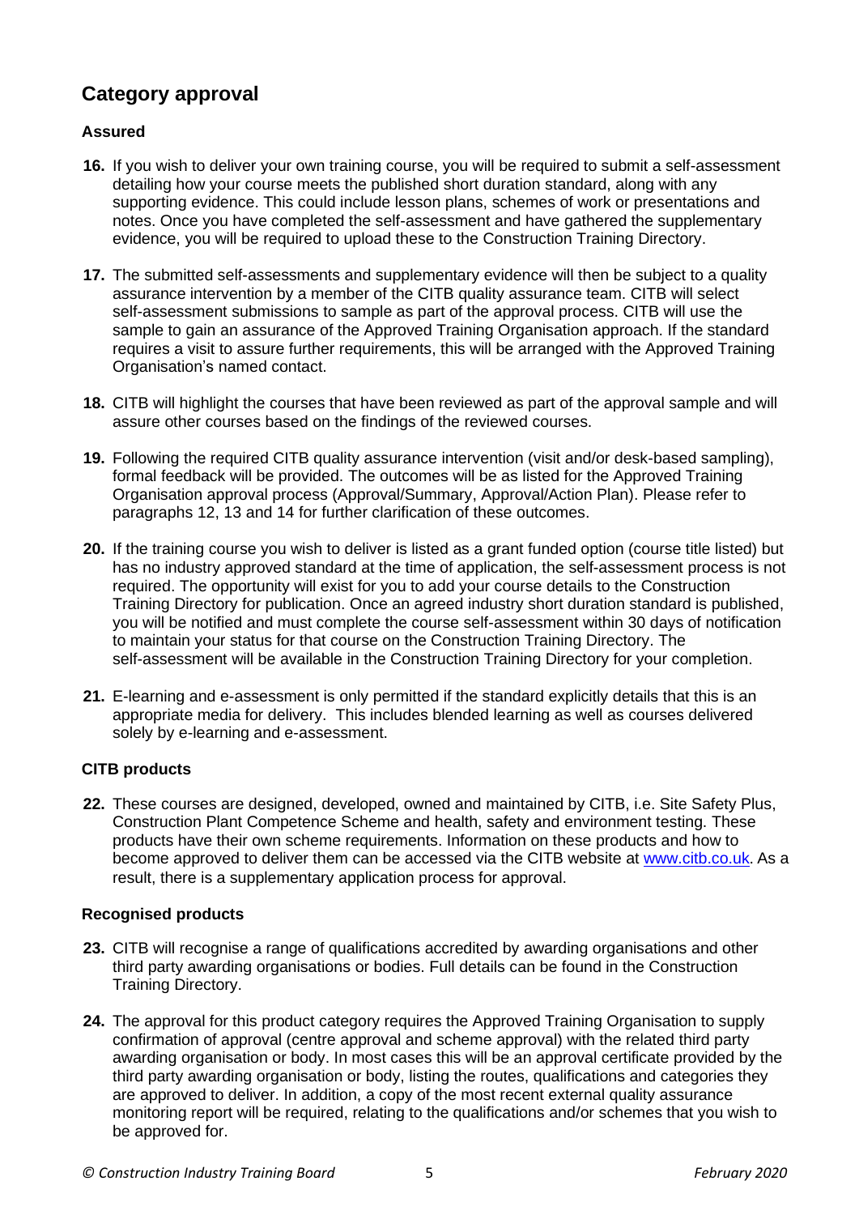## Category approval

### Assured

16. If you wish to deliver your own training course, you will be required to submit a self-assessment detailing how your course meets the published short duration standard, along with any supporting evidence. This could include lesson plans, schemes of work or presentations and notes. Once you have completed the self-assessment and have gathered the supplementary evidence, you will be required to upload these to the Construction Training Directory.

17. The submitted self-assessments and supplementary evidence will then be subject to a quality assurance intervention by a member of the CITB quality assurance team. CITB will select self-assessment submissions to sample as part of the approval process. CITB will use the sample to gain an assurance of the Approved Training Organisation approach. If the standard requires a visit to assure further requirements, this will be arranged with the Approved Training Organisation's named contact.

18. CITB will highlight the courses that have been reviewed as part of the approval sample and will assure other courses based on the findings of the reviewed courses.

19. Following the required CITB quality assurance intervention (visit and/or desk-based sampling), formal feedback will be provided. The outcomes will be as listed for the Approved Training Organisation approval process (Approval/Summary, Approval/Action Plan). Please refer to paragraphs 12, 13 and 14 for further clarification of these outcomes.

20. If the training course you wish to deliver is listed as a grant funded option (course title listed) but has no industry approved standard at the time of application, the self-assessment process is not required. The opportunity will exist for you to add your course details to the Construction Training Directory for publication. Once an agreed industry short duration standard is published, you will be notified and must complete the course self-assessment within 30 days of notification to maintain your status for that course on the Construction Training Directory. The self-assessment will be available in the Construction Training Directory for your completion.

21. E-learning and e-assessment is only permitted if the standard explicitly details that this is an appropriate media for delivery. This includes blended learning as well as courses delivered solely by e-learning and e-assessment.

### CITB products

22. These courses are designed, developed, owned and maintained by CITB, i.e. Site Safety Plus, Construction Plant Competence Scheme and health, safety and environment testing. These products have their own scheme requirements. Information on these products and how to become approved to deliver them can be accessed via the CITB website at [www.citb.co.uk](http://www.citb.co.uk). As a result, there is a supplementary application process for approval.

### Recognised products

23. CITB will recognise a range of qualifications accredited by awarding organisations and other third party awarding organisations or bodies. Full details can be found in the Construction Training Directory.

24. The approval for this product category requires the Approved Training Organisation to supply confirmation of approval (centre approval and scheme approval) with the related third party awarding organisation or body. In most cases this will be an approval certificate provided by the third party awarding organisation or body, listing the routes, qualifications and categories they are approved to deliver. In addition, a copy of the most recent external quality assurance monitoring report will be required, relating to the qualifications and/or schemes that you wish to be approved for.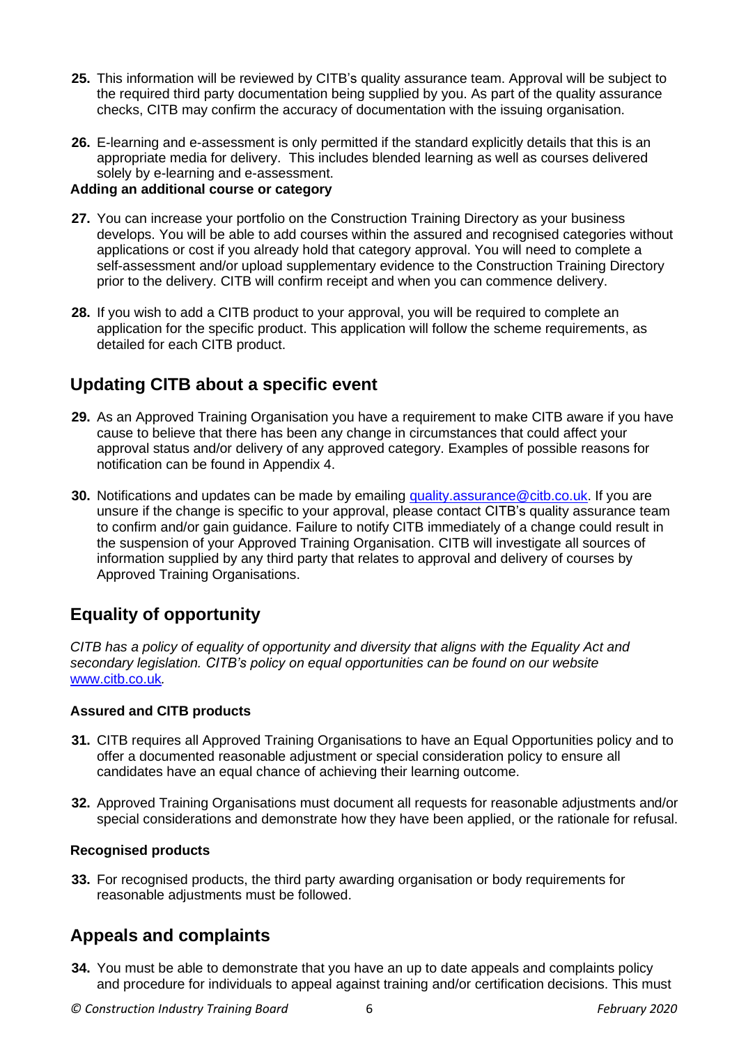25. This information will be reviewed by CITB's quality assurance team. Approval will be subject to the required third party documentation being supplied by you. As part of the quality assurance checks, CITB may confirm the accuracy of documentation with the issuing organisation.

26. E-learning and e-assessment is only permitted if the standard explicitly details that this is an appropriate media for delivery. This includes blended learning as well as courses delivered solely by e-learning and e-assessment.

**Adding an additional course or category**

27. You can increase your portfolio on the Construction Training Directory as your business develops. You will be able to add courses within the assured and recognised categories without applications or cost if you already hold that category approval. You will need to complete a self-assessment and/or upload supplementary evidence to the Construction Training Directory prior to the delivery. CITB will confirm receipt and when you can commence delivery.

28. If you wish to add a CITB product to your approval, you will be required to complete an application for the specific product. This application will follow the scheme requirements, as detailed for each CITB product.

## Updating CITB about a specific event

29. As an Approved Training Organisation you have a requirement to make CITB aware if you have cause to believe that there has been any change in circumstances that could affect your approval status and/or delivery of any approved category. Examples of possible reasons for notification can be found in Appendix 4.

30. Notifications and updates can be made by emailing quality.assurance@citb.co.uk. If you are unsure if the change is specific to your approval, please contact CITB's quality assurance team to confirm and/or gain guidance. Failure to notify CITB immediately of a change could result in the suspension of your Approved Training Organisation. CITB will investigate all sources of information supplied by any third party that relates to approval and delivery of courses by Approved Training Organisations.

## Equality of opportunity

*CITB has a policy of equality of opportunity and diversity that aligns with the Equality Act and secondary legislation. CITB's policy on equal opportunities can be found on our website www.citb.co.uk.*

**Assured and CITB products**

31. CITB requires all Approved Training Organisations to have an Equal Opportunities policy and to offer a documented reasonable adjustment or special consideration policy to ensure all candidates have an equal chance of achieving their learning outcome.

32. Approved Training Organisations must document all requests for reasonable adjustments and/or special considerations and demonstrate how they have been applied, or the rationale for refusal.

**Recognised products**

33. For recognised products, the third party awarding organisation or body requirements for reasonable adjustments must be followed.

## Appeals and complaints

34. You must be able to demonstrate that you have an up to date appeals and complaints policy and procedure for individuals to appeal against training and/or certification decisions. This must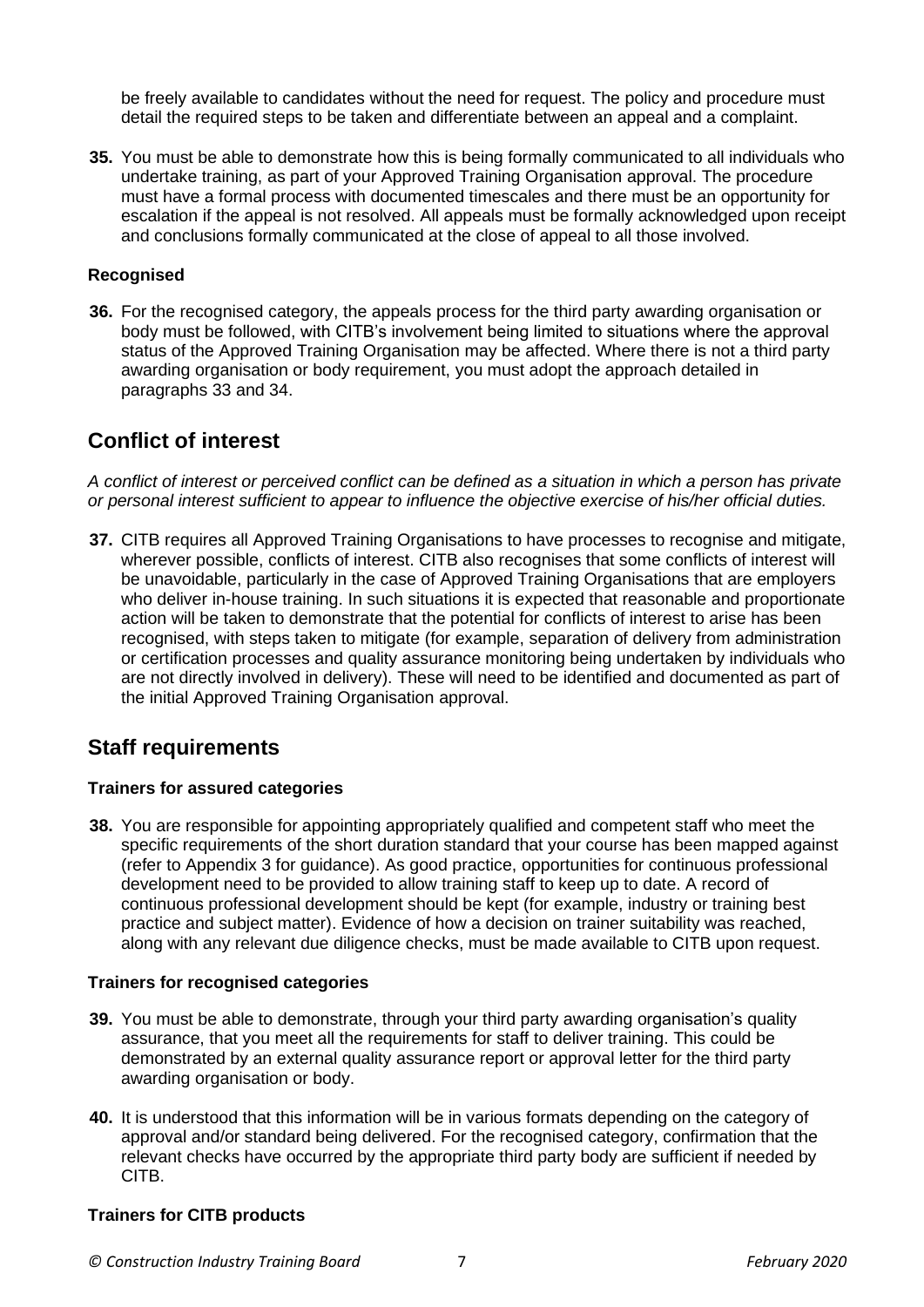be freely available to candidates without the need for request. The policy and procedure must detail the required steps to be taken and differentiate between an appeal and a complaint.

**35.** You must be able to demonstrate how this is being formally communicated to all individuals who undertake training, as part of your Approved Training Organisation approval. The procedure must have a formal process with documented timescales and there must be an opportunity for escalation if the appeal is not resolved. All appeals must be formally acknowledged upon receipt and conclusions formally communicated at the close of appeal to all those involved.

#### Recognised

**36.** For the recognised category, the appeals process for the third party awarding organisation or body must be followed, with CITB's involvement being limited to situations where the approval status of the Approved Training Organisation may be affected. Where there is not a third party awarding organisation or body requirement, you must adopt the approach detailed in paragraphs 33 and 34.

## Conflict of interest

*A conflict of interest or perceived conflict can be defined as a situation in which a person has private or personal interest sufficient to appear to influence the objective exercise of his/her official duties.*

**37.** CITB requires all Approved Training Organisations to have processes to recognise and mitigate, wherever possible, conflicts of interest. CITB also recognises that some conflicts of interest will be unavoidable, particularly in the case of Approved Training Organisations that are employers who deliver in-house training. In such situations it is expected that reasonable and proportionate action will be taken to demonstrate that the potential for conflicts of interest to arise has been recognised, with steps taken to mitigate (for example, separation of delivery from administration or certification processes and quality assurance monitoring being undertaken by individuals who are not directly involved in delivery). These will need to be identified and documented as part of the initial Approved Training Organisation approval.

## Staff requirements

#### Trainers for assured categories

**38.** You are responsible for appointing appropriately qualified and competent staff who meet the specific requirements of the short duration standard that your course has been mapped against (refer to Appendix 3 for guidance). As good practice, opportunities for continuous professional development need to be provided to allow training staff to keep up to date. A record of continuous professional development should be kept (for example, industry or training best practice and subject matter). Evidence of how a decision on trainer suitability was reached, along with any relevant due diligence checks, must be made available to CITB upon request.

#### Trainers for recognised categories

**39.** You must be able to demonstrate, through your third party awarding organisation's quality assurance, that you meet all the requirements for staff to deliver training. This could be demonstrated by an external quality assurance report or approval letter for the third party awarding organisation or body.

**40.** It is understood that this information will be in various formats depending on the category of approval and/or standard being delivered. For the recognised category, confirmation that the relevant checks have occurred by the appropriate third party body are sufficient if needed by CITB.

#### Trainers for CITB products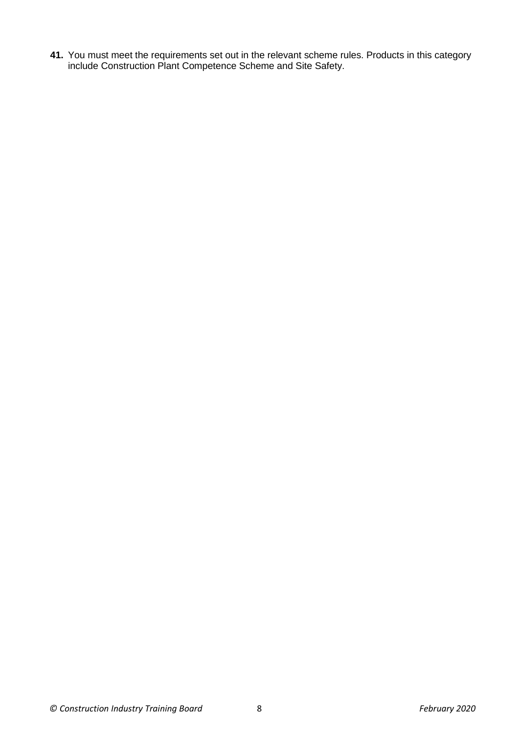**41.** You must meet the requirements set out in the relevant scheme rules. Products in this category include Construction Plant Competence Scheme and Site Safety.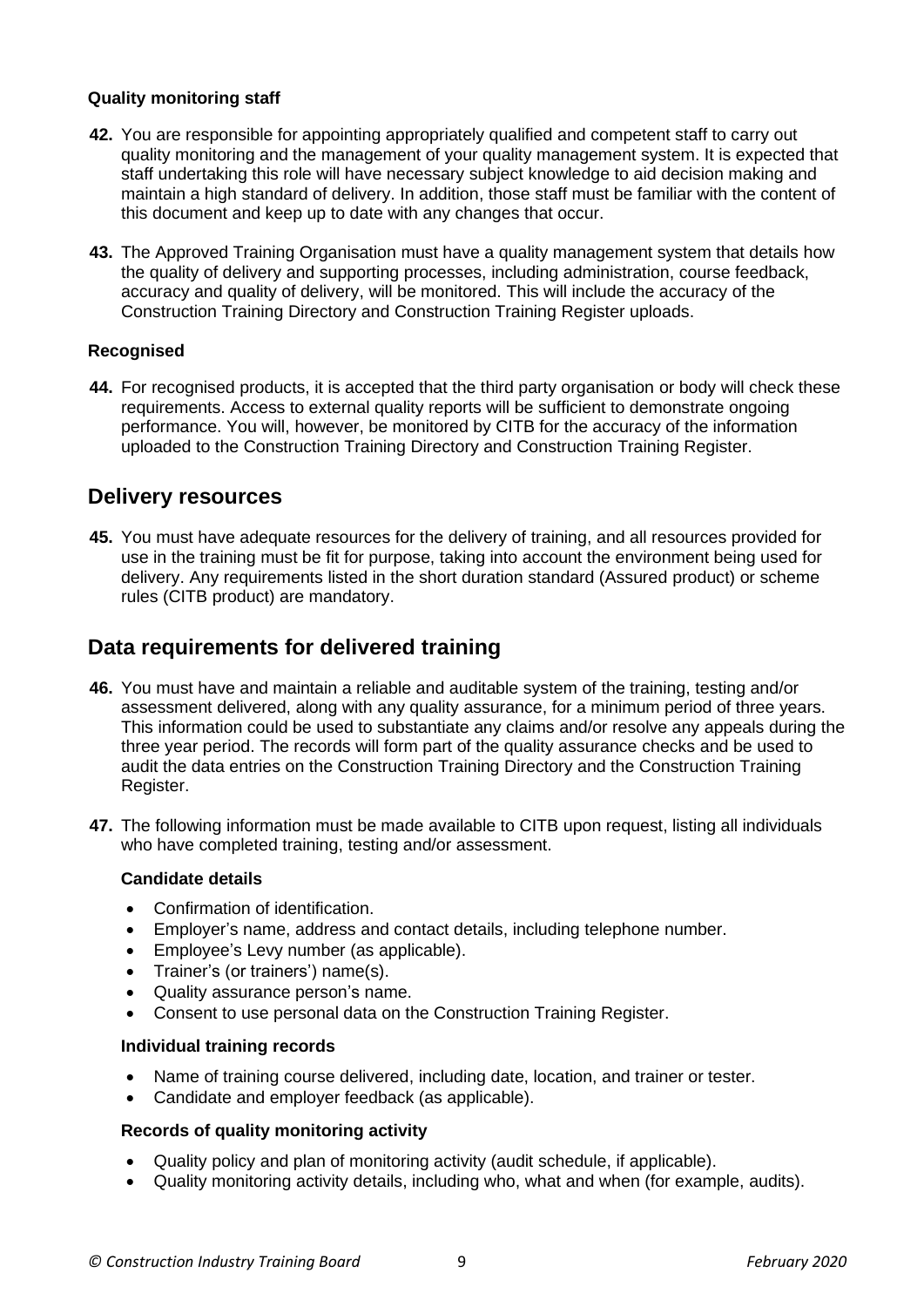#### Quality monitoring staff

**42.** You are responsible for appointing appropriately qualified and competent staff to carry out quality monitoring and the management of your quality management system. It is expected that staff undertaking this role will have necessary subject knowledge to aid decision making and maintain a high standard of delivery. In addition, those staff must be familiar with the content of this document and keep up to date with any changes that occur.

**43.** The Approved Training Organisation must have a quality management system that details how the quality of delivery and supporting processes, including administration, course feedback, accuracy and quality of delivery, will be monitored. This will include the accuracy of the Construction Training Directory and Construction Training Register uploads.

#### Recognised

**44.** For recognised products, it is accepted that the third party organisation or body will check these requirements. Access to external quality reports will be sufficient to demonstrate ongoing performance. You will, however, be monitored by CITB for the accuracy of the information uploaded to the Construction Training Directory and Construction Training Register.

## Delivery resources

**45.** You must have adequate resources for the delivery of training, and all resources provided for use in the training must be fit for purpose, taking into account the environment being used for delivery. Any requirements listed in the short duration standard (Assured product) or scheme rules (CITB product) are mandatory.

## Data requirements for delivered training

**46.** You must have and maintain a reliable and auditable system of the training, testing and/or assessment delivered, along with any quality assurance, for a minimum period of three years. This information could be used to substantiate any claims and/or resolve any appeals during the three year period. The records will form part of the quality assurance checks and be used to audit the data entries on the Construction Training Directory and the Construction Training Register.

**47.** The following information must be made available to CITB upon request, listing all individuals who have completed training, testing and/or assessment.

**Candidate details**

- Confirmation of identification.
- Employer's name, address and contact details, including telephone number.
- Employee's Levy number (as applicable).
- Trainer's (or trainers') name(s).
- Quality assurance person's name.
- Consent to use personal data on the Construction Training Register.

**Individual training records**

- Name of training course delivered, including date, location, and trainer or tester.
- Candidate and employer feedback (as applicable).

**Records of quality monitoring activity**

- Quality policy and plan of monitoring activity (audit schedule, if applicable).
- Quality monitoring activity details, including who, what and when (for example, audits).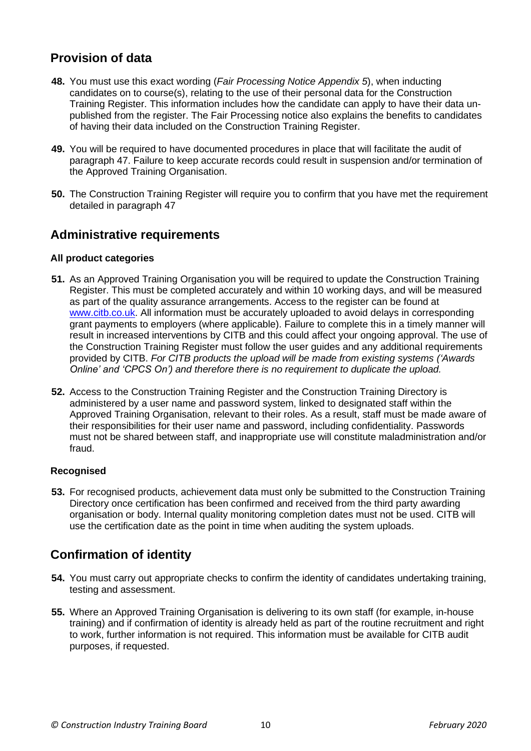## Provision of data

48. You must use this exact wording (*Fair Processing Notice Appendix 5*), when inducting candidates on to course(s), relating to the use of their personal data for the Construction Training Register. This information includes how the candidate can apply to have their data un-published from the register. The Fair Processing notice also explains the benefits to candidates of having their data included on the Construction Training Register.

49. You will be required to have documented procedures in place that will facilitate the audit of paragraph 47. Failure to keep accurate records could result in suspension and/or termination of the Approved Training Organisation.

50. The Construction Training Register will require you to confirm that you have met the requirement detailed in paragraph 47

## Administrative requirements

### All product categories

51. As an Approved Training Organisation you will be required to update the Construction Training Register. This must be completed accurately and within 10 working days, and will be measured as part of the quality assurance arrangements. Access to the register can be found at [www.citb.co.uk](www.citb.co.uk). All information must be accurately uploaded to avoid delays in corresponding grant payments to employers (where applicable). Failure to complete this in a timely manner will result in increased interventions by CITB and this could affect your ongoing approval. The use of the Construction Training Register must follow the user guides and any additional requirements provided by CITB. *For CITB products the upload will be made from existing systems ('Awards Online' and 'CPCS On') and therefore there is no requirement to duplicate the upload.*

52. Access to the Construction Training Register and the Construction Training Directory is administered by a user name and password system, linked to designated staff within the Approved Training Organisation, relevant to their roles. As a result, staff must be made aware of their responsibilities for their user name and password, including confidentiality. Passwords must not be shared between staff, and inappropriate use will constitute maladministration and/or fraud.

### Recognised

53. For recognised products, achievement data must only be submitted to the Construction Training Directory once certification has been confirmed and received from the third party awarding organisation or body. Internal quality monitoring completion dates must not be used. CITB will use the certification date as the point in time when auditing the system uploads.

## Confirmation of identity

54. You must carry out appropriate checks to confirm the identity of candidates undertaking training, testing and assessment.

55. Where an Approved Training Organisation is delivering to its own staff (for example, in-house training) and if confirmation of identity is already held as part of the routine recruitment and right to work, further information is not required. This information must be available for CITB audit purposes, if requested.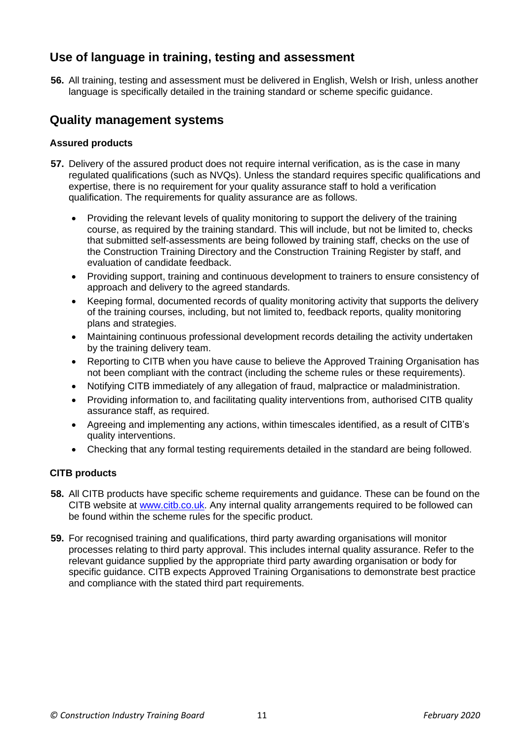## Use of language in training, testing and assessment

**56.** All training, testing and assessment must be delivered in English, Welsh or Irish, unless another language is specifically detailed in the training standard or scheme specific guidance.

## Quality management systems

### Assured products

**57.** Delivery of the assured product does not require internal verification, as is the case in many regulated qualifications (such as NVQs). Unless the standard requires specific qualifications and expertise, there is no requirement for your quality assurance staff to hold a verification qualification. The requirements for quality assurance are as follows.

- Providing the relevant levels of quality monitoring to support the delivery of the training course, as required by the training standard. This will include, but not be limited to, checks that submitted self-assessments are being followed by training staff, checks on the use of the Construction Training Directory and the Construction Training Register by staff, and evaluation of candidate feedback.
- Providing support, training and continuous development to trainers to ensure consistency of approach and delivery to the agreed standards.
- Keeping formal, documented records of quality monitoring activity that supports the delivery of the training courses, including, but not limited to, feedback reports, quality monitoring plans and strategies.
- Maintaining continuous professional development records detailing the activity undertaken by the training delivery team.
- Reporting to CITB when you have cause to believe the Approved Training Organisation has not been compliant with the contract (including the scheme rules or these requirements).
- Notifying CITB immediately of any allegation of fraud, malpractice or maladministration.
- Providing information to, and facilitating quality interventions from, authorised CITB quality assurance staff, as required.
- Agreeing and implementing any actions, within timescales identified, as a result of CITB's quality interventions.
- Checking that any formal testing requirements detailed in the standard are being followed.

### CITB products

**58.** All CITB products have specific scheme requirements and guidance. These can be found on the CITB website at [www.citb.co.uk](http://www.citb.co.uk). Any internal quality arrangements required to be followed can be found within the scheme rules for the specific product.

**59.** For recognised training and qualifications, third party awarding organisations will monitor processes relating to third party approval. This includes internal quality assurance. Refer to the relevant guidance supplied by the appropriate third party awarding organisation or body for specific guidance. CITB expects Approved Training Organisations to demonstrate best practice and compliance with the stated third part requirements.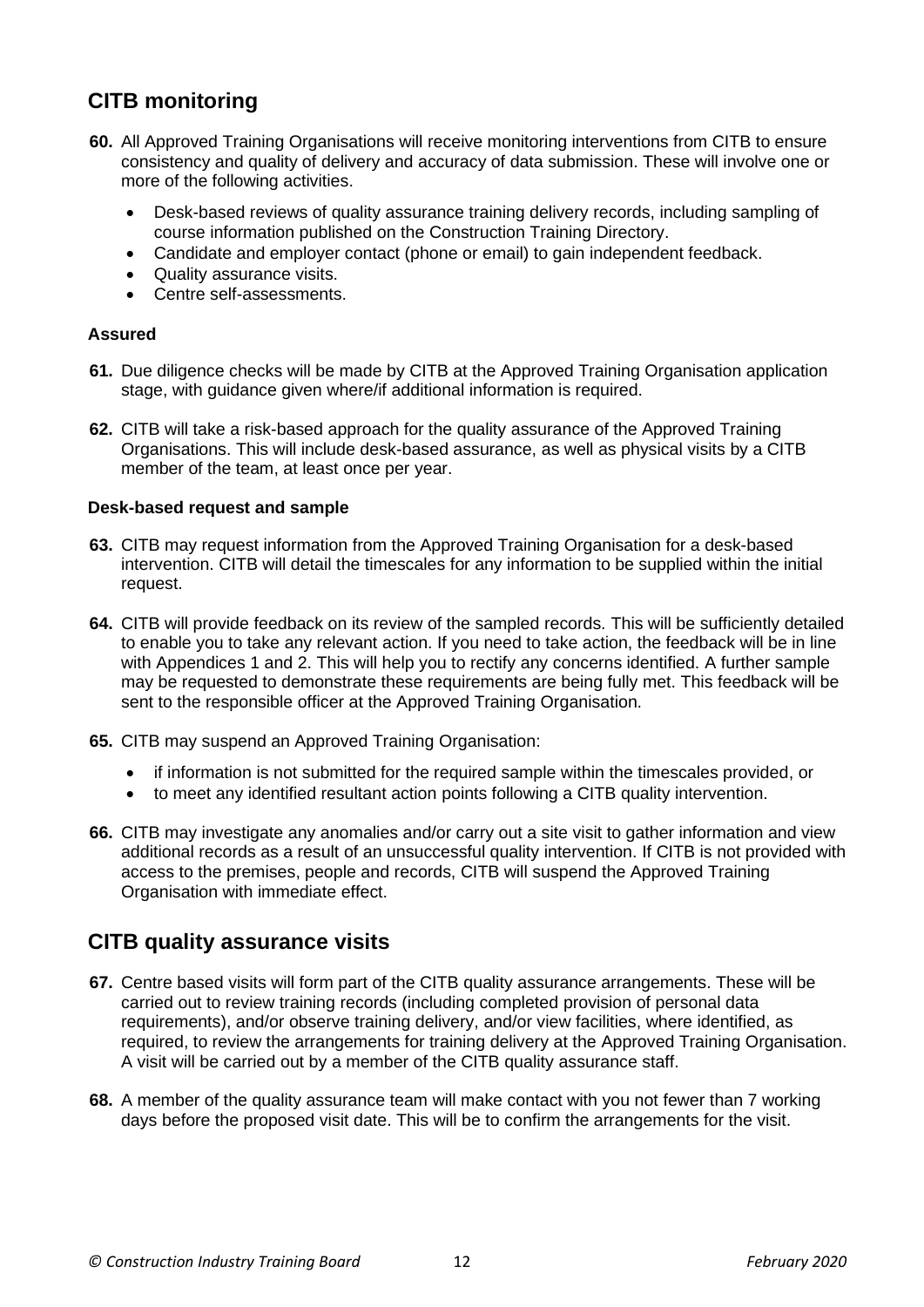## CITB monitoring

**60.** All Approved Training Organisations will receive monitoring interventions from CITB to ensure consistency and quality of delivery and accuracy of data submission. These will involve one or more of the following activities.

- Desk-based reviews of quality assurance training delivery records, including sampling of course information published on the Construction Training Directory.
- Candidate and employer contact (phone or email) to gain independent feedback.
- Quality assurance visits.
- Centre self-assessments.

**Assured**

**61.** Due diligence checks will be made by CITB at the Approved Training Organisation application stage, with guidance given where/if additional information is required.

**62.** CITB will take a risk-based approach for the quality assurance of the Approved Training Organisations. This will include desk-based assurance, as well as physical visits by a CITB member of the team, at least once per year.

**Desk-based request and sample**

**63.** CITB may request information from the Approved Training Organisation for a desk-based intervention. CITB will detail the timescales for any information to be supplied within the initial request.

**64.** CITB will provide feedback on its review of the sampled records. This will be sufficiently detailed to enable you to take any relevant action. If you need to take action, the feedback will be in line with Appendices 1 and 2. This will help you to rectify any concerns identified. A further sample may be requested to demonstrate these requirements are being fully met. This feedback will be sent to the responsible officer at the Approved Training Organisation.

**65.** CITB may suspend an Approved Training Organisation:

- if information is not submitted for the required sample within the timescales provided, or
- to meet any identified resultant action points following a CITB quality intervention.

**66.** CITB may investigate any anomalies and/or carry out a site visit to gather information and view additional records as a result of an unsuccessful quality intervention. If CITB is not provided with access to the premises, people and records, CITB will suspend the Approved Training Organisation with immediate effect.

## CITB quality assurance visits

**67.** Centre based visits will form part of the CITB quality assurance arrangements. These will be carried out to review training records (including completed provision of personal data requirements), and/or observe training delivery, and/or view facilities, where identified, as required, to review the arrangements for training delivery at the Approved Training Organisation. A visit will be carried out by a member of the CITB quality assurance staff.

**68.** A member of the quality assurance team will make contact with you not fewer than 7 working days before the proposed visit date. This will be to confirm the arrangements for the visit.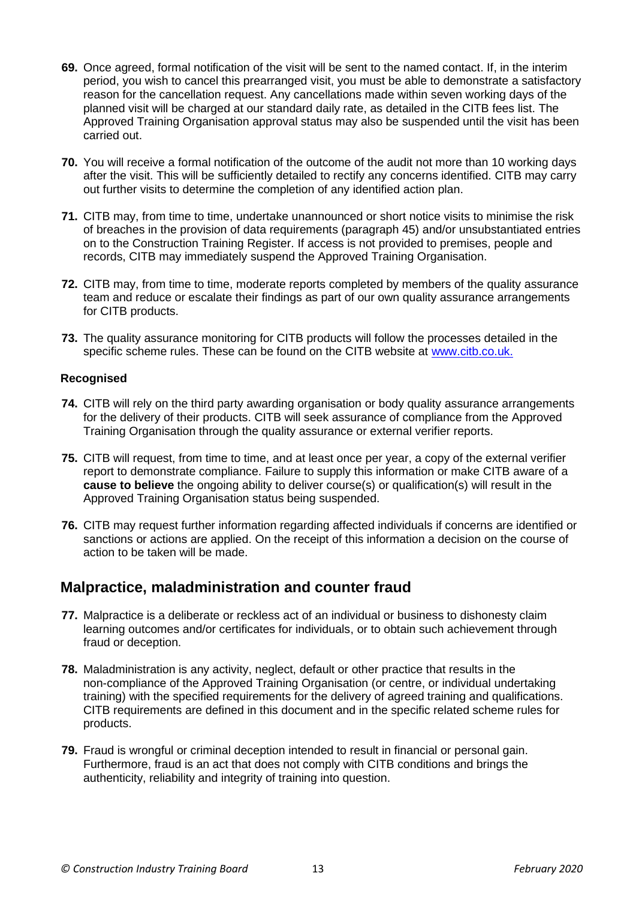**69.** Once agreed, formal notification of the visit will be sent to the named contact. If, in the interim period, you wish to cancel this prearranged visit, you must be able to demonstrate a satisfactory reason for the cancellation request. Any cancellations made within seven working days of the planned visit will be charged at our standard daily rate, as detailed in the CITB fees list. The Approved Training Organisation approval status may also be suspended until the visit has been carried out.

**70.** You will receive a formal notification of the outcome of the audit not more than 10 working days after the visit. This will be sufficiently detailed to rectify any concerns identified. CITB may carry out further visits to determine the completion of any identified action plan.

**71.** CITB may, from time to time, undertake unannounced or short notice visits to minimise the risk of breaches in the provision of data requirements (paragraph 45) and/or unsubstantiated entries on to the Construction Training Register. If access is not provided to premises, people and records, CITB may immediately suspend the Approved Training Organisation.

**72.** CITB may, from time to time, moderate reports completed by members of the quality assurance team and reduce or escalate their findings as part of our own quality assurance arrangements for CITB products.

**73.** The quality assurance monitoring for CITB products will follow the processes detailed in the specific scheme rules. These can be found on the CITB website at [www.citb.co.uk.](http://www.citb.co.uk)

**Recognised**

**74.** CITB will rely on the third party awarding organisation or body quality assurance arrangements for the delivery of their products. CITB will seek assurance of compliance from the Approved Training Organisation through the quality assurance or external verifier reports.

**75.** CITB will request, from time to time, and at least once per year, a copy of the external verifier report to demonstrate compliance. Failure to supply this information or make CITB aware of a **cause to believe** the ongoing ability to deliver course(s) or qualification(s) will result in the Approved Training Organisation status being suspended.

**76.** CITB may request further information regarding affected individuals if concerns are identified or sanctions or actions are applied. On the receipt of this information a decision on the course of action to be taken will be made.

## Malpractice, maladministration and counter fraud

**77.** Malpractice is a deliberate or reckless act of an individual or business to dishonesty claim learning outcomes and/or certificates for individuals, or to obtain such achievement through fraud or deception.

**78.** Maladministration is any activity, neglect, default or other practice that results in the non-compliance of the Approved Training Organisation (or centre, or individual undertaking training) with the specified requirements for the delivery of agreed training and qualifications. CITB requirements are defined in this document and in the specific related scheme rules for products.

**79.** Fraud is wrongful or criminal deception intended to result in financial or personal gain. Furthermore, fraud is an act that does not comply with CITB conditions and brings the authenticity, reliability and integrity of training into question.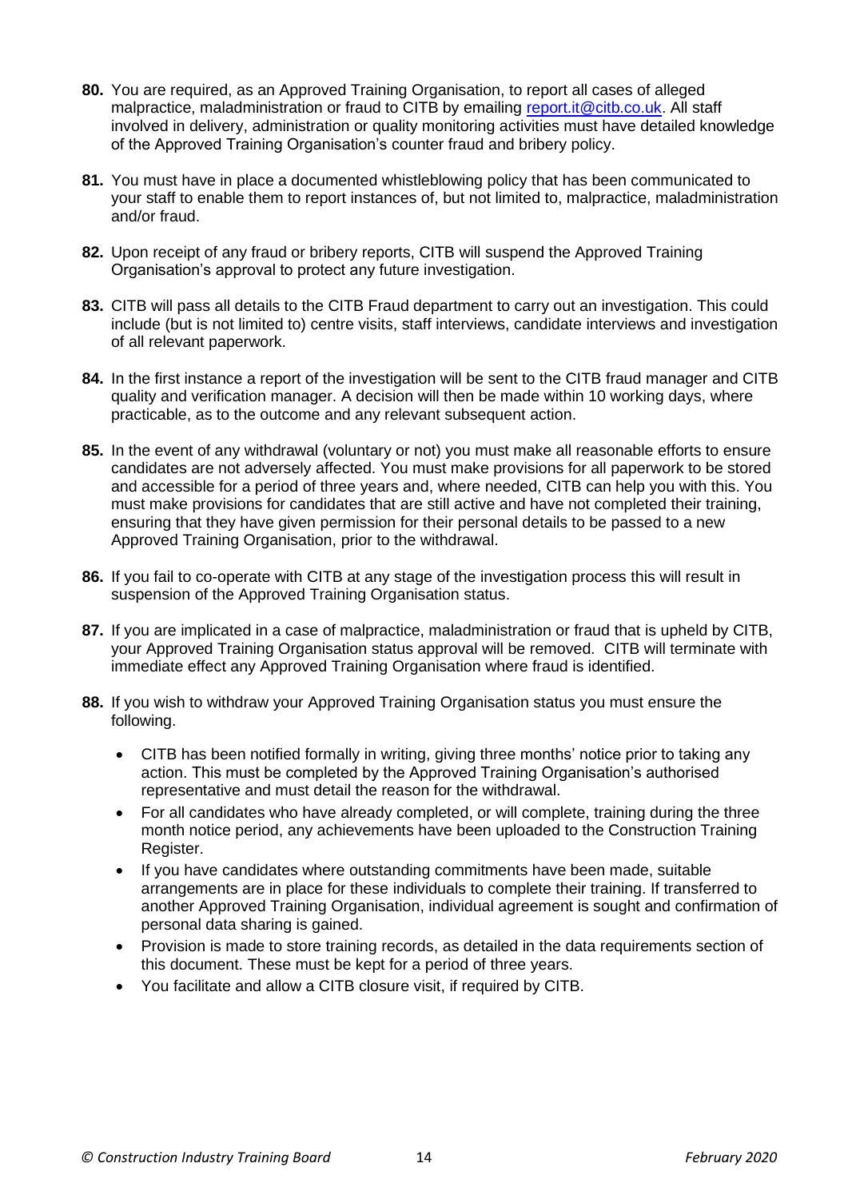**80.** You are required, as an Approved Training Organisation, to report all cases of alleged malpractice, maladministration or fraud to CITB by emailing report.it@citb.co.uk. All staff involved in delivery, administration or quality monitoring activities must have detailed knowledge of the Approved Training Organisation's counter fraud and bribery policy.

**81.** You must have in place a documented whistleblowing policy that has been communicated to your staff to enable them to report instances of, but not limited to, malpractice, maladministration and/or fraud.

**82.** Upon receipt of any fraud or bribery reports, CITB will suspend the Approved Training Organisation's approval to protect any future investigation.

**83.** CITB will pass all details to the CITB Fraud department to carry out an investigation. This could include (but is not limited to) centre visits, staff interviews, candidate interviews and investigation of all relevant paperwork.

**84.** In the first instance a report of the investigation will be sent to the CITB fraud manager and CITB quality and verification manager. A decision will then be made within 10 working days, where practicable, as to the outcome and any relevant subsequent action.

**85.** In the event of any withdrawal (voluntary or not) you must make all reasonable efforts to ensure candidates are not adversely affected. You must make provisions for all paperwork to be stored and accessible for a period of three years and, where needed, CITB can help you with this. You must make provisions for candidates that are still active and have not completed their training, ensuring that they have given permission for their personal details to be passed to a new Approved Training Organisation, prior to the withdrawal.

**86.** If you fail to co-operate with CITB at any stage of the investigation process this will result in suspension of the Approved Training Organisation status.

**87.** If you are implicated in a case of malpractice, maladministration or fraud that is upheld by CITB, your Approved Training Organisation status approval will be removed. CITB will terminate with immediate effect any Approved Training Organisation where fraud is identified.

**88.** If you wish to withdraw your Approved Training Organisation status you must ensure the following.

- CITB has been notified formally in writing, giving three months' notice prior to taking any action. This must be completed by the Approved Training Organisation's authorised representative and must detail the reason for the withdrawal.
- For all candidates who have already completed, or will complete, training during the three month notice period, any achievements have been uploaded to the Construction Training Register.
- If you have candidates where outstanding commitments have been made, suitable arrangements are in place for these individuals to complete their training. If transferred to another Approved Training Organisation, individual agreement is sought and confirmation of personal data sharing is gained.
- Provision is made to store training records, as detailed in the data requirements section of this document. These must be kept for a period of three years.
- You facilitate and allow a CITB closure visit, if required by CITB.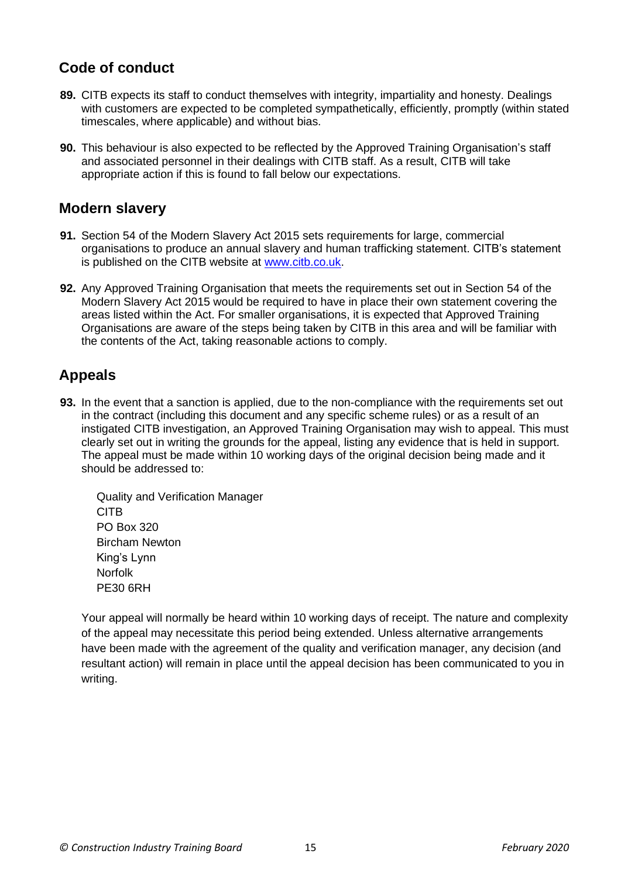## Code of conduct

**89.** CITB expects its staff to conduct themselves with integrity, impartiality and honesty. Dealings with customers are expected to be completed sympathetically, efficiently, promptly (within stated timescales, where applicable) and without bias.

**90.** This behaviour is also expected to be reflected by the Approved Training Organisation's staff and associated personnel in their dealings with CITB staff. As a result, CITB will take appropriate action if this is found to fall below our expectations.

## Modern slavery

**91.** Section 54 of the Modern Slavery Act 2015 sets requirements for large, commercial organisations to produce an annual slavery and human trafficking statement. CITB's statement is published on the CITB website at [www.citb.co.uk](http://www.citb.co.uk).

**92.** Any Approved Training Organisation that meets the requirements set out in Section 54 of the Modern Slavery Act 2015 would be required to have in place their own statement covering the areas listed within the Act. For smaller organisations, it is expected that Approved Training Organisations are aware of the steps being taken by CITB in this area and will be familiar with the contents of the Act, taking reasonable actions to comply.

## Appeals

**93.** In the event that a sanction is applied, due to the non-compliance with the requirements set out in the contract (including this document and any specific scheme rules) or as a result of an instigated CITB investigation, an Approved Training Organisation may wish to appeal. This must clearly set out in writing the grounds for the appeal, listing any evidence that is held in support. The appeal must be made within 10 working days of the original decision being made and it should be addressed to:

Quality and Verification Manager
CITB
PO Box 320
Bircham Newton
King's Lynn
Norfolk
PE30 6RH

Your appeal will normally be heard within 10 working days of receipt. The nature and complexity of the appeal may necessitate this period being extended. Unless alternative arrangements have been made with the agreement of the quality and verification manager, any decision (and resultant action) will remain in place until the appeal decision has been communicated to you in writing.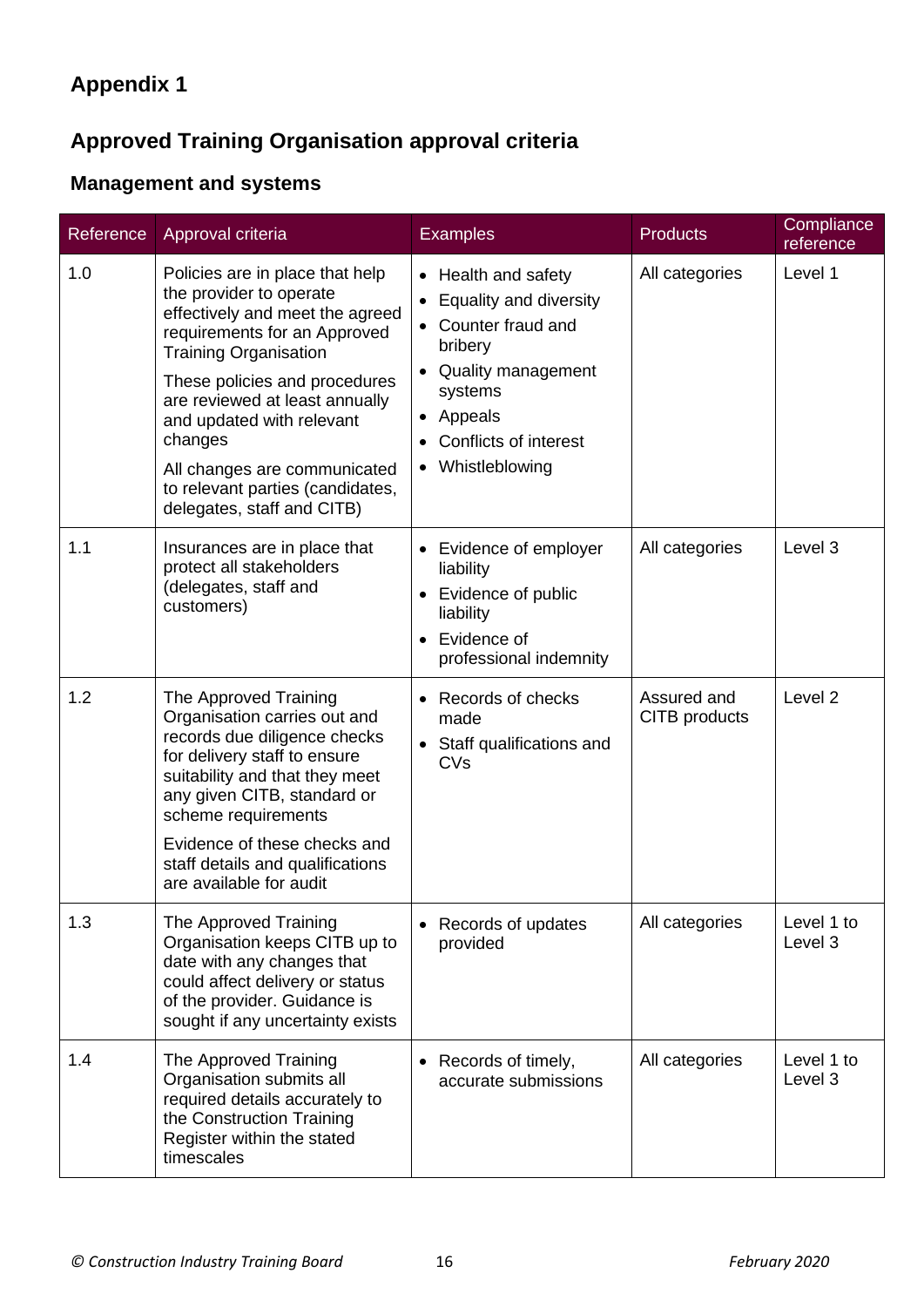# Appendix 1

## Approved Training Organisation approval criteria

### Management and systems

| Reference | Approval criteria | Examples | Products | Compliance reference |
|---|---|---|---|---|
| 1.0 | Policies are in place that help the provider to operate effectively and meet the agreed requirements for an Approved Training Organisation<br><br>These policies and procedures are reviewed at least annually and updated with relevant changes<br><br>All changes are communicated to relevant parties (candidates, delegates, staff and CITB) | • Health and safety<br>• Equality and diversity<br>• Counter fraud and bribery<br>• Quality management systems<br>• Appeals<br>• Conflicts of interest<br>• Whistleblowing | All categories | Level 1 |
| 1.1 | Insurances are in place that protect all stakeholders (delegates, staff and customers) | • Evidence of employer liability<br>• Evidence of public liability<br>• Evidence of professional indemnity | All categories | Level 3 |
| 1.2 | The Approved Training Organisation carries out and records due diligence checks for delivery staff to ensure suitability and that they meet any given CITB, standard or scheme requirements<br><br>Evidence of these checks and staff details and qualifications are available for audit | • Records of checks made<br>• Staff qualifications and CVs | Assured and CITB products | Level 2 |
| 1.3 | The Approved Training Organisation keeps CITB up to date with any changes that could affect delivery or status of the provider. Guidance is sought if any uncertainty exists | • Records of updates provided | All categories | Level 1 to Level 3 |
| 1.4 | The Approved Training Organisation submits all required details accurately to the Construction Training Register within the stated timescales | • Records of timely, accurate submissions | All categories | Level 1 to Level 3 |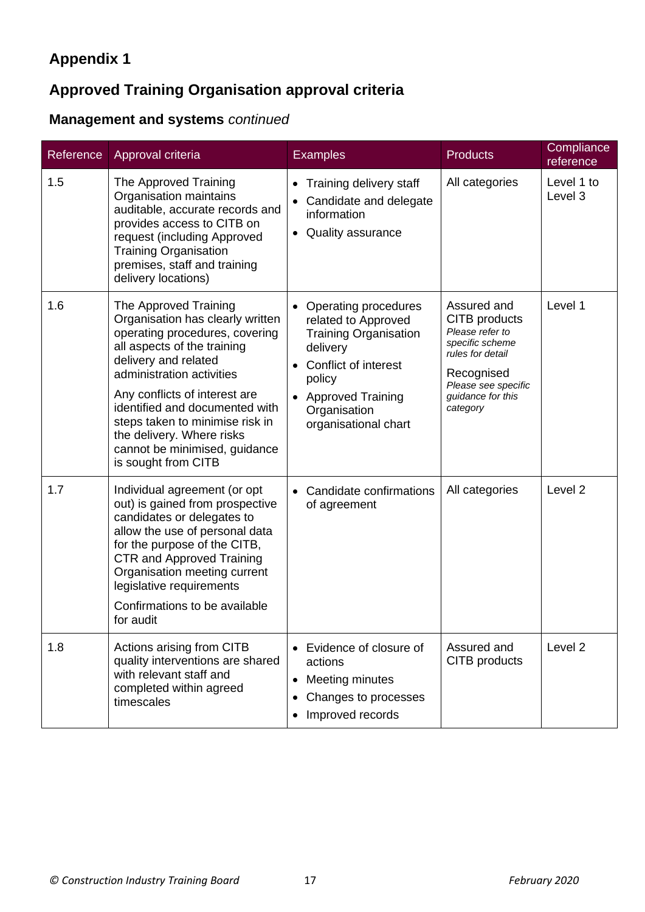# Appendix 1

## Approved Training Organisation approval criteria

### Management and systems *continued*

| Reference | Approval criteria | Examples | Products | Compliance reference |
|---|---|---|---|---|
| 1.5 | The Approved Training Organisation maintains auditable, accurate records and provides access to CITB on request (including Approved Training Organisation premises, staff and training delivery locations) | • Training delivery staff<br>• Candidate and delegate information<br>• Quality assurance | All categories | Level 1 to Level 3 |
| 1.6 | The Approved Training Organisation has clearly written operating procedures, covering all aspects of the training delivery and related administration activities<br><br>Any conflicts of interest are identified and documented with steps taken to minimise risk in the delivery. Where risks cannot be minimised, guidance is sought from CITB | • Operating procedures related to Approved Training Organisation delivery<br>• Conflict of interest policy<br>• Approved Training Organisation organisational chart | Assured and CITB products *Please refer to specific scheme rules for detail*<br><br>Recognised *Please see specific guidance for this category* | Level 1 |
| 1.7 | Individual agreement (or opt out) is gained from prospective candidates or delegates to allow the use of personal data for the purpose of the CITB, CTR and Approved Training Organisation meeting current legislative requirements<br><br>Confirmations to be available for audit | • Candidate confirmations of agreement | All categories | Level 2 |
| 1.8 | Actions arising from CITB quality interventions are shared with relevant staff and completed within agreed timescales | • Evidence of closure of actions<br>• Meeting minutes<br>• Changes to processes<br>• Improved records | Assured and CITB products | Level 2 |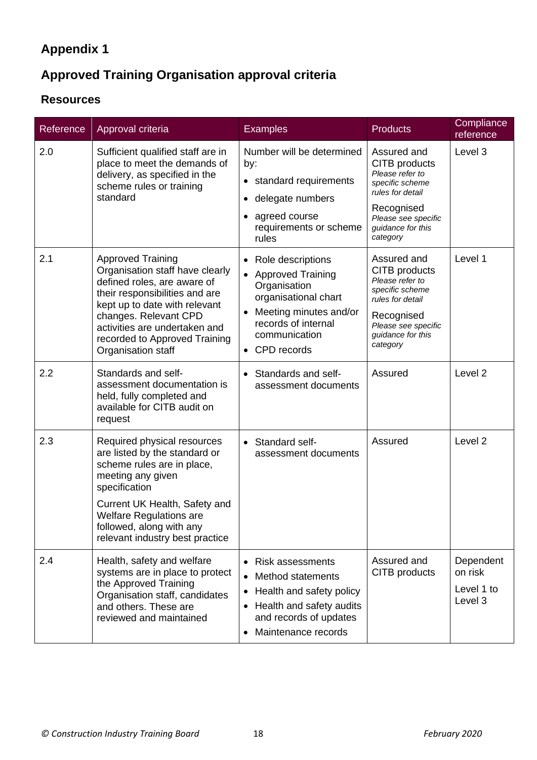# Appendix 1

## Approved Training Organisation approval criteria

### Resources

| Reference | Approval criteria | Examples | Products | Compliance reference |
|---|---|---|---|---|
| 2.0 | Sufficient qualified staff are in place to meet the demands of delivery, as specified in the scheme rules or training standard | Number will be determined by:<br>• standard requirements<br>• delegate numbers<br>• agreed course requirements or scheme rules | Assured and CITB products<br>*Please refer to specific scheme rules for detail*<br>Recognised<br>*Please see specific guidance for this category* | Level 3 |
| 2.1 | Approved Training Organisation staff have clearly defined roles, are aware of their responsibilities and are kept up to date with relevant changes. Relevant CPD activities are undertaken and recorded to Approved Training Organisation staff | • Role descriptions<br>• Approved Training Organisation organisational chart<br>• Meeting minutes and/or records of internal communication<br>• CPD records | Assured and CITB products<br>*Please refer to specific scheme rules for detail*<br>Recognised<br>*Please see specific guidance for this category* | Level 1 |
| 2.2 | Standards and self-assessment documentation is held, fully completed and available for CITB audit on request | • Standards and self-assessment documents | Assured | Level 2 |
| 2.3 | Required physical resources are listed by the standard or scheme rules are in place, meeting any given specification<br>Current UK Health, Safety and Welfare Regulations are followed, along with any relevant industry best practice | • Standard self-assessment documents | Assured | Level 2 |
| 2.4 | Health, safety and welfare systems are in place to protect the Approved Training Organisation staff, candidates and others. These are reviewed and maintained | • Risk assessments<br>• Method statements<br>• Health and safety policy<br>• Health and safety audits and records of updates<br>• Maintenance records | Assured and CITB products | Dependent on risk<br>Level 1 to Level 3 |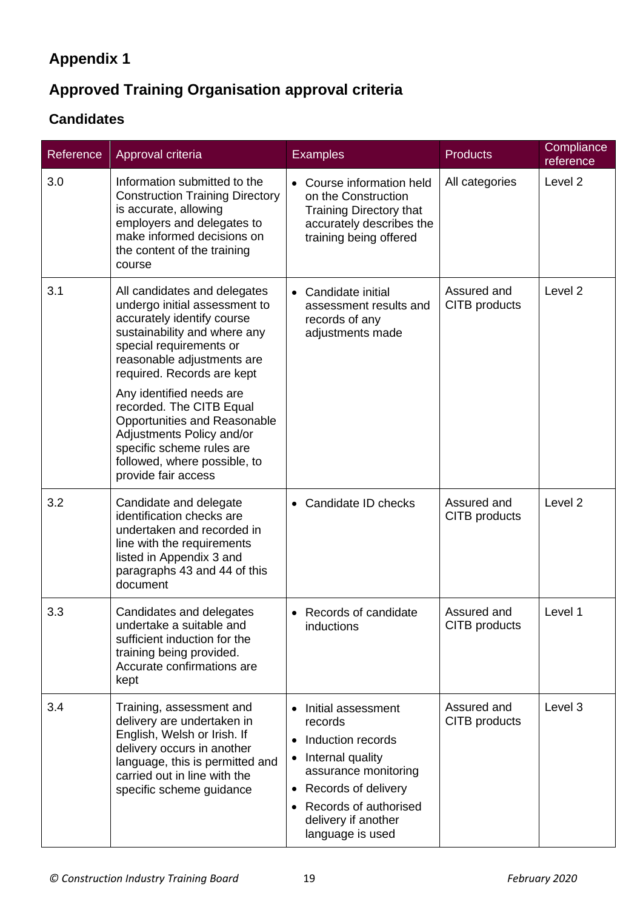## Appendix 1

## Approved Training Organisation approval criteria

### Candidates

| Reference | Approval criteria | Examples | Products | Compliance reference |
|---|---|---|---|---|
| 3.0 | Information submitted to the Construction Training Directory is accurate, allowing employers and delegates to make informed decisions on the content of the training course | • Course information held on the Construction Training Directory that accurately describes the training being offered | All categories | Level 2 |
| 3.1 | All candidates and delegates undergo initial assessment to accurately identify course sustainability and where any special requirements or reasonable adjustments are required. Records are kept<br><br>Any identified needs are recorded. The CITB Equal Opportunities and Reasonable Adjustments Policy and/or specific scheme rules are followed, where possible, to provide fair access | • Candidate initial assessment results and records of any adjustments made | Assured and CITB products | Level 2 |
| 3.2 | Candidate and delegate identification checks are undertaken and recorded in line with the requirements listed in Appendix 3 and paragraphs 43 and 44 of this document | • Candidate ID checks | Assured and CITB products | Level 2 |
| 3.3 | Candidates and delegates undertake a suitable and sufficient induction for the training being provided. Accurate confirmations are kept | • Records of candidate inductions | Assured and CITB products | Level 1 |
| 3.4 | Training, assessment and delivery are undertaken in English, Welsh or Irish. If delivery occurs in another language, this is permitted and carried out in line with the specific scheme guidance | • Initial assessment records<br>• Induction records<br>• Internal quality assurance monitoring<br>• Records of delivery<br>• Records of authorised delivery if another language is used | Assured and CITB products | Level 3 |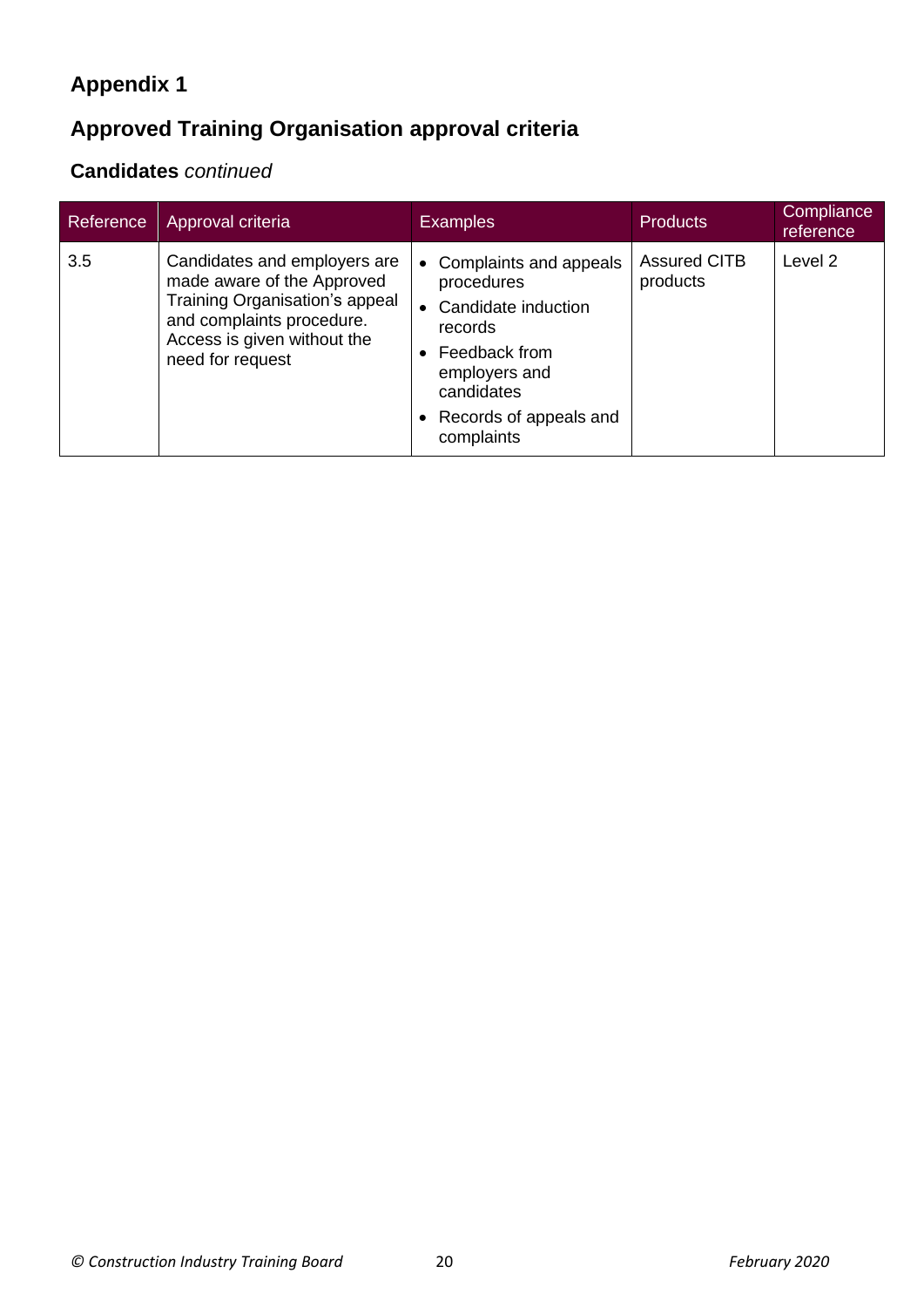# Appendix 1

## Approved Training Organisation approval criteria

### **Candidates** *continued*

| Reference | Approval criteria | Examples | Products | Compliance reference |
|---|---|---|---|---|
| 3.5 | Candidates and employers are made aware of the Approved Training Organisation's appeal and complaints procedure. Access is given without the need for request | • Complaints and appeals procedures<br>• Candidate induction records<br>• Feedback from employers and candidates<br>• Records of appeals and complaints | Assured CITB products | Level 2 |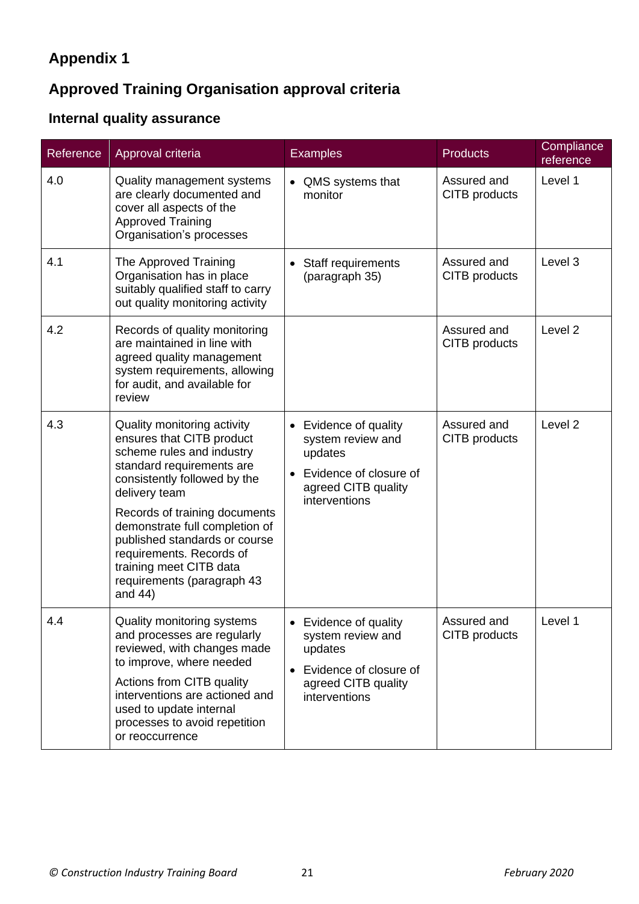## Appendix 1

## Approved Training Organisation approval criteria

### Internal quality assurance

| Reference | Approval criteria | Examples | Products | Compliance reference |
|---|---|---|---|---|
| 4.0 | Quality management systems are clearly documented and cover all aspects of the Approved Training Organisation's processes | • QMS systems that monitor | Assured and CITB products | Level 1 |
| 4.1 | The Approved Training Organisation has in place suitably qualified staff to carry out quality monitoring activity | • Staff requirements (paragraph 35) | Assured and CITB products | Level 3 |
| 4.2 | Records of quality monitoring are maintained in line with agreed quality management system requirements, allowing for audit, and available for review | | Assured and CITB products | Level 2 |
| 4.3 | Quality monitoring activity ensures that CITB product scheme rules and industry standard requirements are consistently followed by the delivery team<br><br>Records of training documents demonstrate full completion of published standards or course requirements. Records of training meet CITB data requirements (paragraph 43 and 44) | • Evidence of quality system review and updates<br>• Evidence of closure of agreed CITB quality interventions | Assured and CITB products | Level 2 |
| 4.4 | Quality monitoring systems and processes are regularly reviewed, with changes made to improve, where needed<br><br>Actions from CITB quality interventions are actioned and used to update internal processes to avoid repetition or reoccurrence | • Evidence of quality system review and updates<br>• Evidence of closure of agreed CITB quality interventions | Assured and CITB products | Level 1 |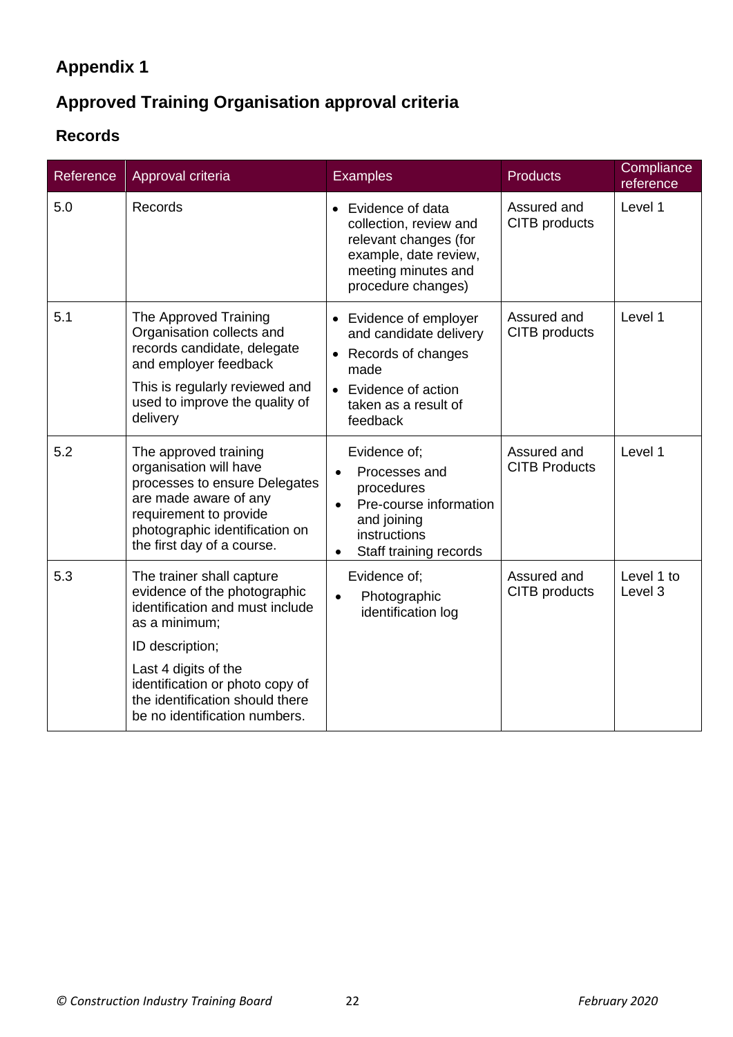## Appendix 1

## Approved Training Organisation approval criteria

### Records

| Reference | Approval criteria | Examples | Products | Compliance reference |
|---|---|---|---|---|
| 5.0 | Records | • Evidence of data collection, review and relevant changes (for example, date review, meeting minutes and procedure changes) | Assured and CITB products | Level 1 |
| 5.1 | The Approved Training Organisation collects and records candidate, delegate and employer feedback<br><br>This is regularly reviewed and used to improve the quality of delivery | • Evidence of employer and candidate delivery<br>• Records of changes made<br>• Evidence of action taken as a result of feedback | Assured and CITB products | Level 1 |
| 5.2 | The approved training organisation will have processes to ensure Delegates are made aware of any requirement to provide photographic identification on the first day of a course. | Evidence of;<br>• Processes and procedures<br>• Pre-course information and joining instructions<br>• Staff training records | Assured and CITB Products | Level 1 |
| 5.3 | The trainer shall capture evidence of the photographic identification and must include as a minimum;<br><br>ID description;<br><br>Last 4 digits of the identification or photo copy of the identification should there be no identification numbers. | Evidence of;<br>• Photographic identification log | Assured and CITB products | Level 1 to Level 3 |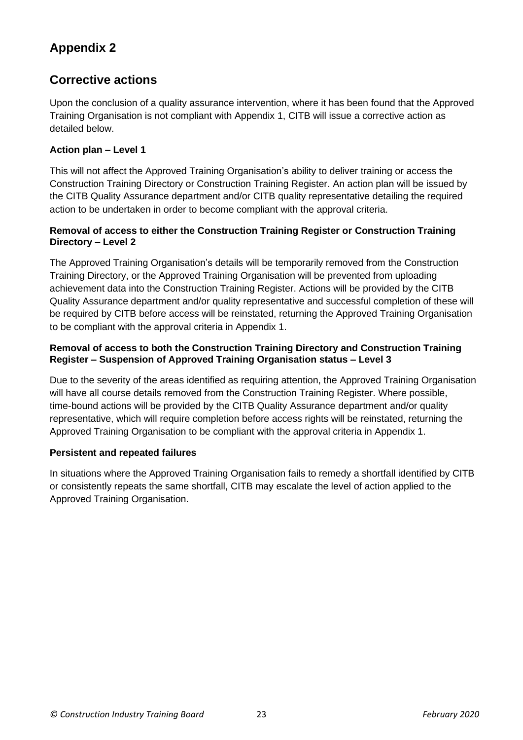# Appendix 2

## Corrective actions

Upon the conclusion of a quality assurance intervention, where it has been found that the Approved Training Organisation is not compliant with Appendix 1, CITB will issue a corrective action as detailed below.

**Action plan – Level 1**

This will not affect the Approved Training Organisation's ability to deliver training or access the Construction Training Directory or Construction Training Register. An action plan will be issued by the CITB Quality Assurance department and/or CITB quality representative detailing the required action to be undertaken in order to become compliant with the approval criteria.

**Removal of access to either the Construction Training Register or Construction Training Directory – Level 2**

The Approved Training Organisation's details will be temporarily removed from the Construction Training Directory, or the Approved Training Organisation will be prevented from uploading achievement data into the Construction Training Register. Actions will be provided by the CITB Quality Assurance department and/or quality representative and successful completion of these will be required by CITB before access will be reinstated, returning the Approved Training Organisation to be compliant with the approval criteria in Appendix 1.

**Removal of access to both the Construction Training Directory and Construction Training Register – Suspension of Approved Training Organisation status – Level 3**

Due to the severity of the areas identified as requiring attention, the Approved Training Organisation will have all course details removed from the Construction Training Register. Where possible, time-bound actions will be provided by the CITB Quality Assurance department and/or quality representative, which will require completion before access rights will be reinstated, returning the Approved Training Organisation to be compliant with the approval criteria in Appendix 1.

**Persistent and repeated failures**

In situations where the Approved Training Organisation fails to remedy a shortfall identified by CITB or consistently repeats the same shortfall, CITB may escalate the level of action applied to the Approved Training Organisation.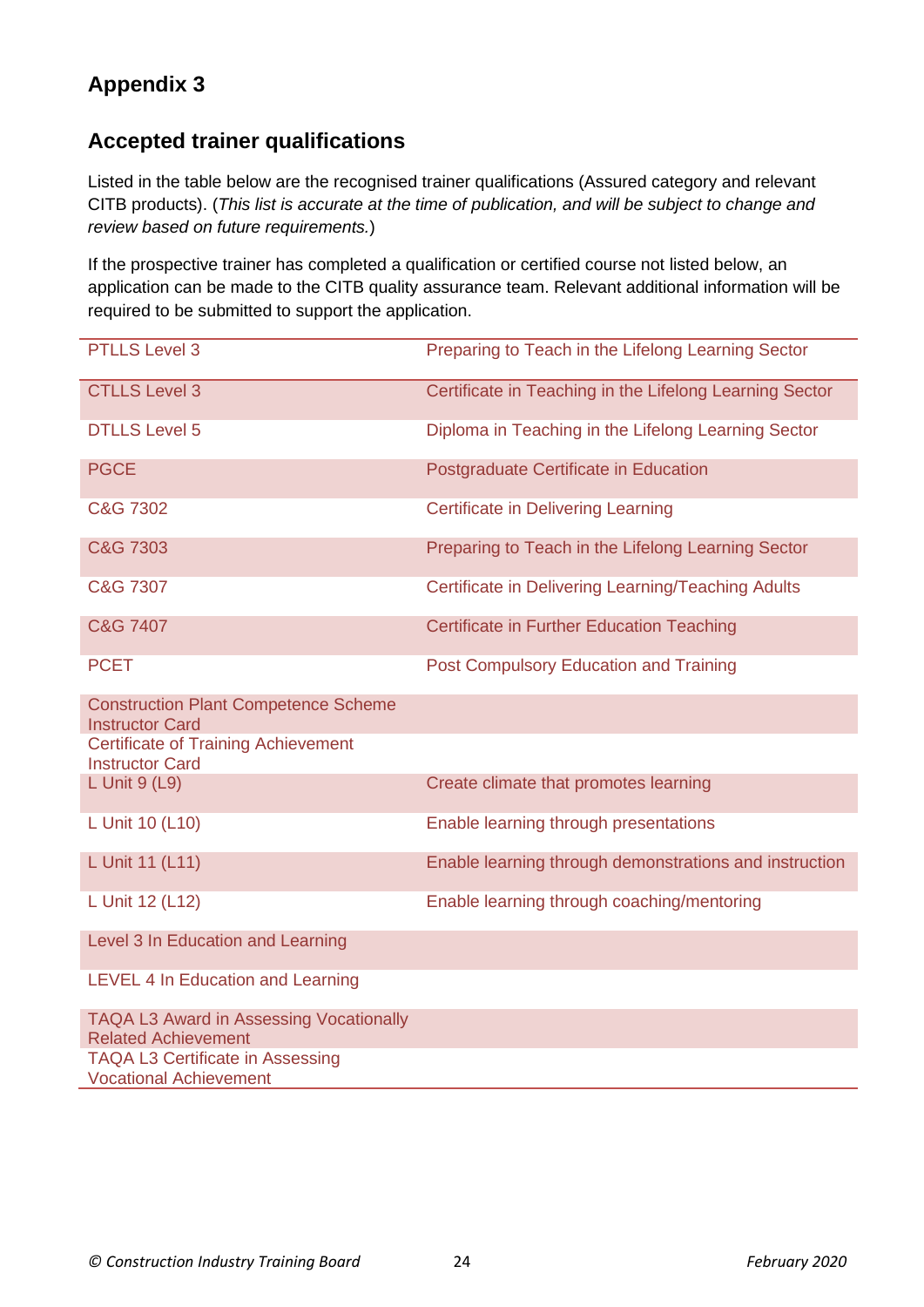## Appendix 3

### Accepted trainer qualifications

Listed in the table below are the recognised trainer qualifications (Assured category and relevant CITB products). (*This list is accurate at the time of publication, and will be subject to change and review based on future requirements.*)

If the prospective trainer has completed a qualification or certified course not listed below, an application can be made to the CITB quality assurance team. Relevant additional information will be required to be submitted to support the application.

| | |
|---|---|
| PTLLS Level 3 | Preparing to Teach in the Lifelong Learning Sector |
| CTLLS Level 3 | Certificate in Teaching in the Lifelong Learning Sector |
| DTLLS Level 5 | Diploma in Teaching in the Lifelong Learning Sector |
| PGCE | Postgraduate Certificate in Education |
| C&G 7302 | Certificate in Delivering Learning |
| C&G 7303 | Preparing to Teach in the Lifelong Learning Sector |
| C&G 7307 | Certificate in Delivering Learning/Teaching Adults |
| C&G 7407 | Certificate in Further Education Teaching |
| PCET | Post Compulsory Education and Training |
| Construction Plant Competence Scheme Instructor Card | |
| Certificate of Training Achievement Instructor Card | |
| L Unit 9 (L9) | Create climate that promotes learning |
| L Unit 10 (L10) | Enable learning through presentations |
| L Unit 11 (L11) | Enable learning through demonstrations and instruction |
| L Unit 12 (L12) | Enable learning through coaching/mentoring |
| Level 3 In Education and Learning | |
| LEVEL 4 In Education and Learning | |
| TAQA L3 Award in Assessing Vocationally Related Achievement | |
| TAQA L3 Certificate in Assessing Vocational Achievement | |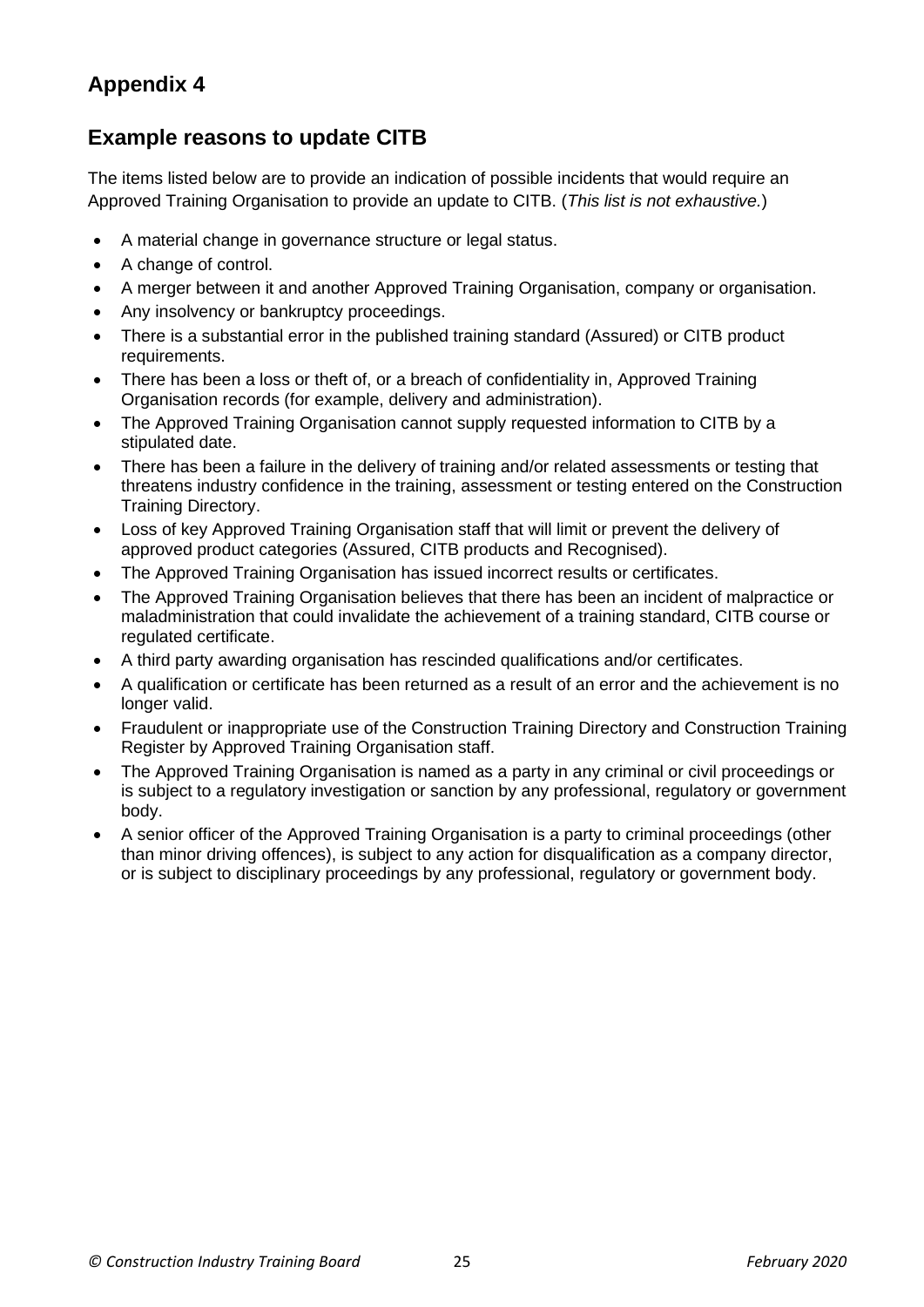## Appendix 4

## Example reasons to update CITB

The items listed below are to provide an indication of possible incidents that would require an Approved Training Organisation to provide an update to CITB. (*This list is not exhaustive.*)

- A material change in governance structure or legal status.
- A change of control.
- A merger between it and another Approved Training Organisation, company or organisation.
- Any insolvency or bankruptcy proceedings.
- There is a substantial error in the published training standard (Assured) or CITB product requirements.
- There has been a loss or theft of, or a breach of confidentiality in, Approved Training Organisation records (for example, delivery and administration).
- The Approved Training Organisation cannot supply requested information to CITB by a stipulated date.
- There has been a failure in the delivery of training and/or related assessments or testing that threatens industry confidence in the training, assessment or testing entered on the Construction Training Directory.
- Loss of key Approved Training Organisation staff that will limit or prevent the delivery of approved product categories (Assured, CITB products and Recognised).
- The Approved Training Organisation has issued incorrect results or certificates.
- The Approved Training Organisation believes that there has been an incident of malpractice or maladministration that could invalidate the achievement of a training standard, CITB course or regulated certificate.
- A third party awarding organisation has rescinded qualifications and/or certificates.
- A qualification or certificate has been returned as a result of an error and the achievement is no longer valid.
- Fraudulent or inappropriate use of the Construction Training Directory and Construction Training Register by Approved Training Organisation staff.
- The Approved Training Organisation is named as a party in any criminal or civil proceedings or is subject to a regulatory investigation or sanction by any professional, regulatory or government body.
- A senior officer of the Approved Training Organisation is a party to criminal proceedings (other than minor driving offences), is subject to any action for disqualification as a company director, or is subject to disciplinary proceedings by any professional, regulatory or government body.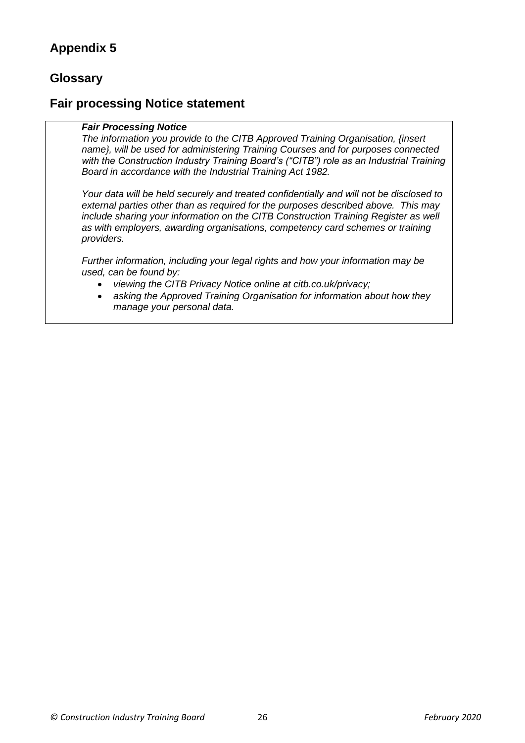## Appendix 5

## Glossary

## Fair processing Notice statement

> ***Fair Processing Notice***
>
> *The information you provide to the CITB Approved Training Organisation, {insert name}, will be used for administering Training Courses and for purposes connected with the Construction Industry Training Board's ("CITB") role as an Industrial Training Board in accordance with the Industrial Training Act 1982.*
>
> *Your data will be held securely and treated confidentially and will not be disclosed to external parties other than as required for the purposes described above. This may include sharing your information on the CITB Construction Training Register as well as with employers, awarding organisations, competency card schemes or training providers.*
>
> *Further information, including your legal rights and how your information may be used, can be found by:*
>
> - *viewing the CITB Privacy Notice online at citb.co.uk/privacy;*
> - *asking the Approved Training Organisation for information about how they manage your personal data.*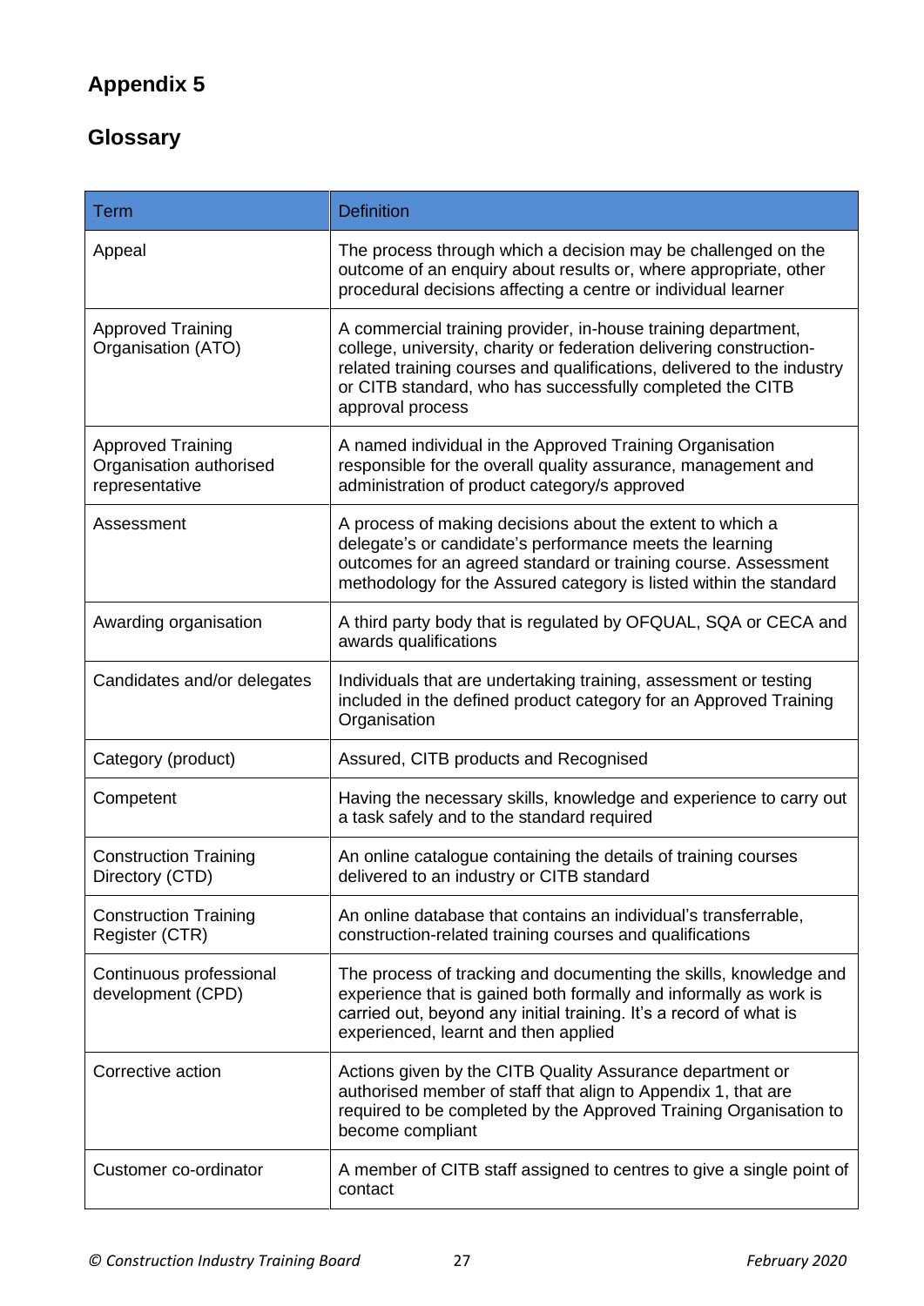## Appendix 5

## Glossary

| Term | Definition |
| --- | --- |
| Appeal | The process through which a decision may be challenged on the outcome of an enquiry about results or, where appropriate, other procedural decisions affecting a centre or individual learner |
| Approved Training Organisation (ATO) | A commercial training provider, in-house training department, college, university, charity or federation delivering construction-related training courses and qualifications, delivered to the industry or CITB standard, who has successfully completed the CITB approval process |
| Approved Training Organisation authorised representative | A named individual in the Approved Training Organisation responsible for the overall quality assurance, management and administration of product category/s approved |
| Assessment | A process of making decisions about the extent to which a delegate's or candidate's performance meets the learning outcomes for an agreed standard or training course. Assessment methodology for the Assured category is listed within the standard |
| Awarding organisation | A third party body that is regulated by OFQUAL, SQA or CECA and awards qualifications |
| Candidates and/or delegates | Individuals that are undertaking training, assessment or testing included in the defined product category for an Approved Training Organisation |
| Category (product) | Assured, CITB products and Recognised |
| Competent | Having the necessary skills, knowledge and experience to carry out a task safely and to the standard required |
| Construction Training Directory (CTD) | An online catalogue containing the details of training courses delivered to an industry or CITB standard |
| Construction Training Register (CTR) | An online database that contains an individual's transferrable, construction-related training courses and qualifications |
| Continuous professional development (CPD) | The process of tracking and documenting the skills, knowledge and experience that is gained both formally and informally as work is carried out, beyond any initial training. It's a record of what is experienced, learnt and then applied |
| Corrective action | Actions given by the CITB Quality Assurance department or authorised member of staff that align to Appendix 1, that are required to be completed by the Approved Training Organisation to become compliant |
| Customer co-ordinator | A member of CITB staff assigned to centres to give a single point of contact |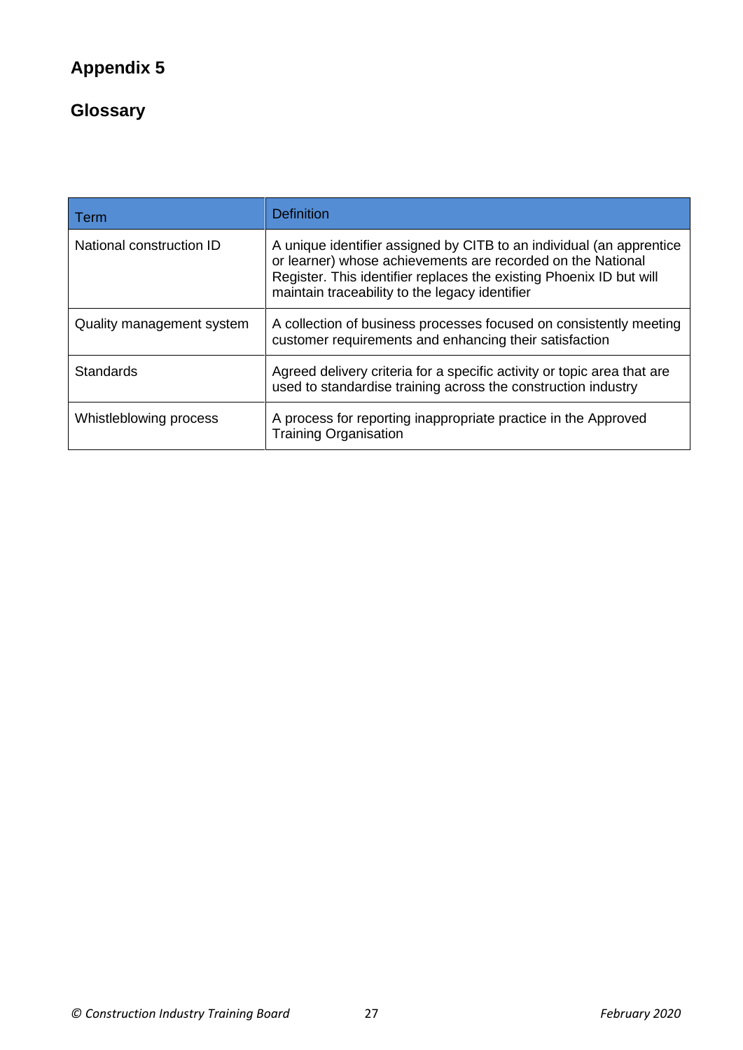# Appendix 5

## Glossary

| Term | Definition |
|---|---|
| National construction ID | A unique identifier assigned by CITB to an individual (an apprentice or learner) whose achievements are recorded on the National Register. This identifier replaces the existing Phoenix ID but will maintain traceability to the legacy identifier |
| Quality management system | A collection of business processes focused on consistently meeting customer requirements and enhancing their satisfaction |
| Standards | Agreed delivery criteria for a specific activity or topic area that are used to standardise training across the construction industry |
| Whistleblowing process | A process for reporting inappropriate practice in the Approved Training Organisation |